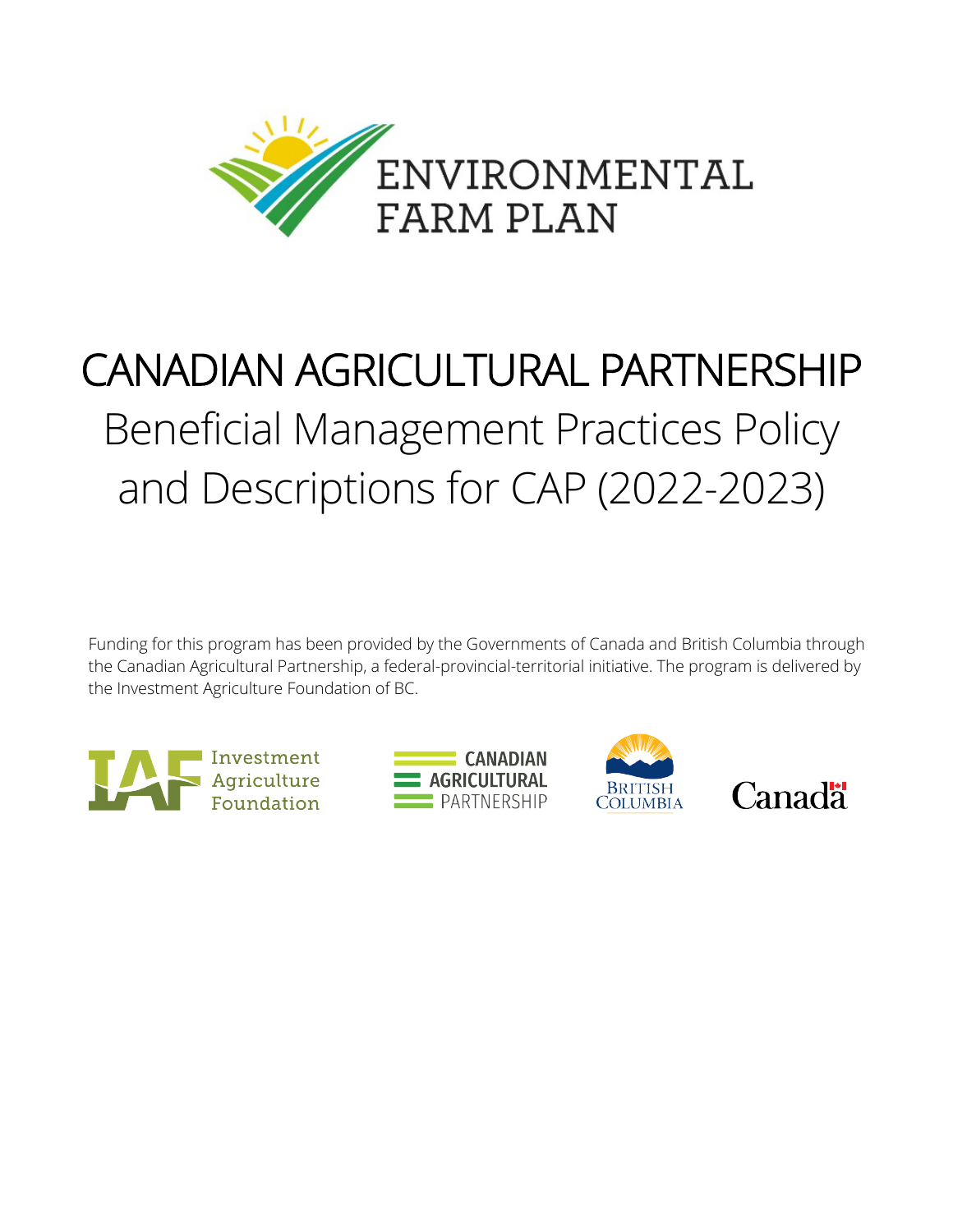ENVIRONMENTAL FARM PLAN

# CANADIAN AGRICULTURAL PARTNERSHIP

## Beneficial Management Practices Policy and Descriptions for CAP (2022-2023)

Funding for this program has been provided by the Governments of Canada and British Columbia through the Canadian Agricultural Partnership, a federal-provincial-territorial initiative. The program is delivered by the Investment Agriculture Foundation of BC.

Investment Agriculture Foundation

CANADIAN AGRICULTURAL PARTNERSHIP

BRITISH COLUMBIA

Canada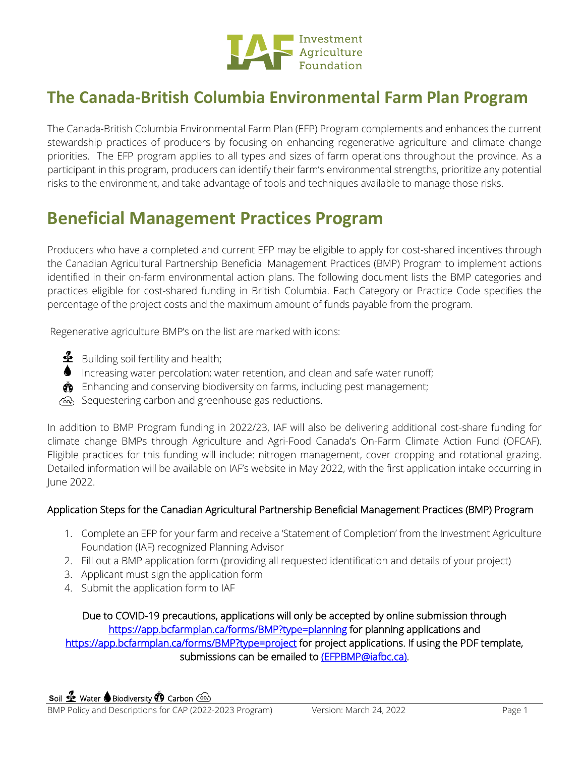# The Canada-British Columbia Environmental Farm Plan Program

The Canada-British Columbia Environmental Farm Plan (EFP) Program complements and enhances the current stewardship practices of producers by focusing on enhancing regenerative agriculture and climate change priorities. The EFP program applies to all types and sizes of farm operations throughout the province. As a participant in this program, producers can identify their farm's environmental strengths, prioritize any potential risks to the environment, and take advantage of tools and techniques available to manage those risks.

# Beneficial Management Practices Program

Producers who have a completed and current EFP may be eligible to apply for cost-shared incentives through the Canadian Agricultural Partnership Beneficial Management Practices (BMP) Program to implement actions identified in their on-farm environmental action plans. The following document lists the BMP categories and practices eligible for cost-shared funding in British Columbia. Each Category or Practice Code specifies the percentage of the project costs and the maximum amount of funds payable from the program.

Regenerative agriculture BMP's on the list are marked with icons:

- Building soil fertility and health;
- Increasing water percolation; water retention, and clean and safe water runoff;
- Enhancing and conserving biodiversity on farms, including pest management;
- Sequestering carbon and greenhouse gas reductions.

In addition to BMP Program funding in 2022/23, IAF will also be delivering additional cost-share funding for climate change BMPs through Agriculture and Agri-Food Canada's On-Farm Climate Action Fund (OFCAF). Eligible practices for this funding will include: nitrogen management, cover cropping and rotational grazing. Detailed information will be available on IAF's website in May 2022, with the first application intake occurring in June 2022.

Application Steps for the Canadian Agricultural Partnership Beneficial Management Practices (BMP) Program

1. Complete an EFP for your farm and receive a 'Statement of Completion' from the Investment Agriculture Foundation (IAF) recognized Planning Advisor
2. Fill out a BMP application form (providing all requested identification and details of your project)
3. Applicant must sign the application form
4. Submit the application form to IAF

Due to COVID-19 precautions, applications will only be accepted by online submission through https://app.bcfarmplan.ca/forms/BMP?type=planning for planning applications and https://app.bcfarmplan.ca/forms/BMP?type=project for project applications. If using the PDF template, submissions can be emailed to (EFPBMP@iafbc.ca).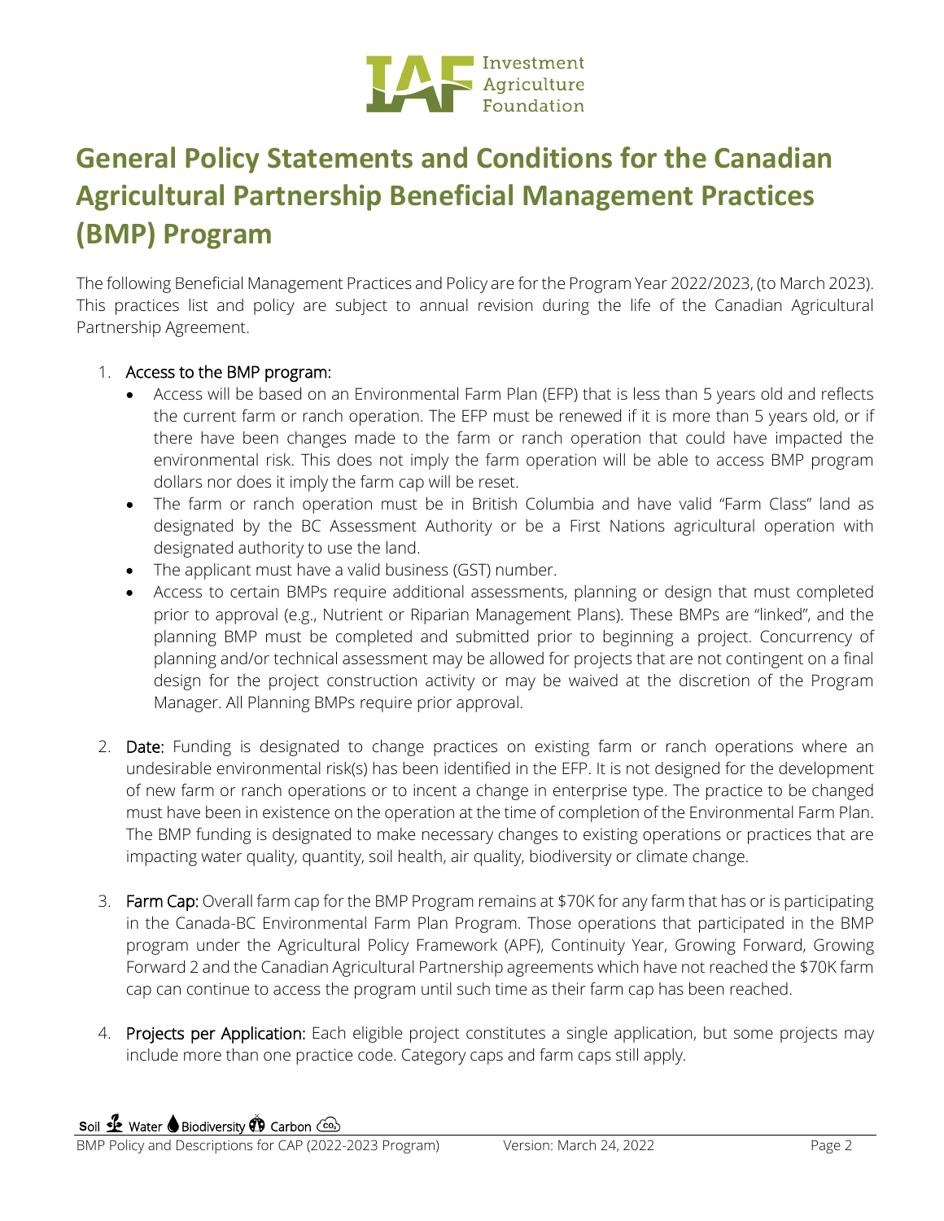# General Policy Statements and Conditions for the Canadian Agricultural Partnership Beneficial Management Practices (BMP) Program

The following Beneficial Management Practices and Policy are for the Program Year 2022/2023, (to March 2023). This practices list and policy are subject to annual revision during the life of the Canadian Agricultural Partnership Agreement.

1. Access to the BMP program:
   - Access will be based on an Environmental Farm Plan (EFP) that is less than 5 years old and reflects the current farm or ranch operation. The EFP must be renewed if it is more than 5 years old, or if there have been changes made to the farm or ranch operation that could have impacted the environmental risk. This does not imply the farm operation will be able to access BMP program dollars nor does it imply the farm cap will be reset.
   - The farm or ranch operation must be in British Columbia and have valid "Farm Class" land as designated by the BC Assessment Authority or be a First Nations agricultural operation with designated authority to use the land.
   - The applicant must have a valid business (GST) number.
   - Access to certain BMPs require additional assessments, planning or design that must completed prior to approval (e.g., Nutrient or Riparian Management Plans). These BMPs are "linked", and the planning BMP must be completed and submitted prior to beginning a project. Concurrency of planning and/or technical assessment may be allowed for projects that are not contingent on a final design for the project construction activity or may be waived at the discretion of the Program Manager. All Planning BMPs require prior approval.

2. Date: Funding is designated to change practices on existing farm or ranch operations where an undesirable environmental risk(s) has been identified in the EFP. It is not designed for the development of new farm or ranch operations or to incent a change in enterprise type. The practice to be changed must have been in existence on the operation at the time of completion of the Environmental Farm Plan. The BMP funding is designated to make necessary changes to existing operations or practices that are impacting water quality, quantity, soil health, air quality, biodiversity or climate change.

3. Farm Cap: Overall farm cap for the BMP Program remains at $70K for any farm that has or is participating in the Canada-BC Environmental Farm Plan Program. Those operations that participated in the BMP program under the Agricultural Policy Framework (APF), Continuity Year, Growing Forward, Growing Forward 2 and the Canadian Agricultural Partnership agreements which have not reached the $70K farm cap can continue to access the program until such time as their farm cap has been reached.

4. Projects per Application: Each eligible project constitutes a single application, but some projects may include more than one practice code. Category caps and farm caps still apply.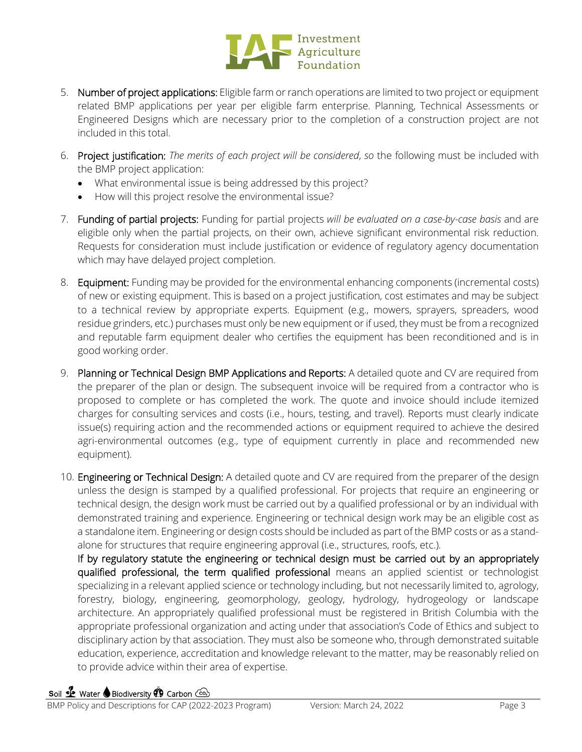5. **Number of project applications:** Eligible farm or ranch operations are limited to two project or equipment related BMP applications per year per eligible farm enterprise. Planning, Technical Assessments or Engineered Designs which are necessary prior to the completion of a construction project are not included in this total.

6. **Project justification:** *The merits of each project will be considered*, *so* the following must be included with the BMP project application:
   - What environmental issue is being addressed by this project?
   - How will this project resolve the environmental issue?

7. **Funding of partial projects:** Funding for partial projects *will be evaluated on a case-by-case basis* and are eligible only when the partial projects, on their own, achieve significant environmental risk reduction. Requests for consideration must include justification or evidence of regulatory agency documentation which may have delayed project completion.

8. **Equipment:** Funding may be provided for the environmental enhancing components (incremental costs) of new or existing equipment. This is based on a project justification, cost estimates and may be subject to a technical review by appropriate experts. Equipment (e.g., mowers, sprayers, spreaders, wood residue grinders, etc.) purchases must only be new equipment or if used, they must be from a recognized and reputable farm equipment dealer who certifies the equipment has been reconditioned and is in good working order.

9. **Planning or Technical Design BMP Applications and Reports:** A detailed quote and CV are required from the preparer of the plan or design. The subsequent invoice will be required from a contractor who is proposed to complete or has completed the work. The quote and invoice should include itemized charges for consulting services and costs (i.e., hours, testing, and travel). Reports must clearly indicate issue(s) requiring action and the recommended actions or equipment required to achieve the desired agri-environmental outcomes (e.g., type of equipment currently in place and recommended new equipment).

10. **Engineering or Technical Design:** A detailed quote and CV are required from the preparer of the design unless the design is stamped by a qualified professional. For projects that require an engineering or technical design, the design work must be carried out by a qualified professional or by an individual with demonstrated training and experience. Engineering or technical design work may be an eligible cost as a standalone item. Engineering or design costs should be included as part of the BMP costs or as a stand-alone for structures that require engineering approval (i.e., structures, roofs, etc.).

    **If by regulatory statute the engineering or technical design must be carried out by an appropriately qualified professional, the term qualified professional** means an applied scientist or technologist specializing in a relevant applied science or technology including, but not necessarily limited to, agrology, forestry, biology, engineering, geomorphology, geology, hydrology, hydrogeology or landscape architecture. An appropriately qualified professional must be registered in British Columbia with the appropriate professional organization and acting under that association's Code of Ethics and subject to disciplinary action by that association. They must also be someone who, through demonstrated suitable education, experience, accreditation and knowledge relevant to the matter, may be reasonably relied on to provide advice within their area of expertise.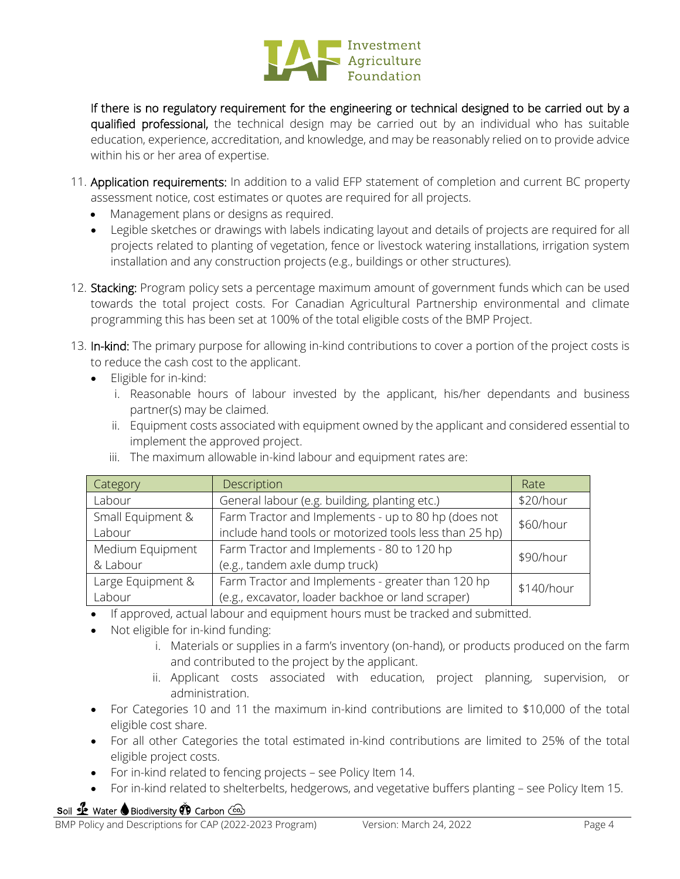**If there is no regulatory requirement for the engineering or technical designed to be carried out by a qualified professional,** the technical design may be carried out by an individual who has suitable education, experience, accreditation, and knowledge, and may be reasonably relied on to provide advice within his or her area of expertise.

11. **Application requirements:** In addition to a valid EFP statement of completion and current BC property assessment notice, cost estimates or quotes are required for all projects.
    - Management plans or designs as required.
    - Legible sketches or drawings with labels indicating layout and details of projects are required for all projects related to planting of vegetation, fence or livestock watering installations, irrigation system installation and any construction projects (e.g., buildings or other structures).

12. **Stacking:** Program policy sets a percentage maximum amount of government funds which can be used towards the total project costs. For Canadian Agricultural Partnership environmental and climate programming this has been set at 100% of the total eligible costs of the BMP Project.

13. **In-kind:** The primary purpose for allowing in-kind contributions to cover a portion of the project costs is to reduce the cash cost to the applicant.
    - Eligible for in-kind:
        i. Reasonable hours of labour invested by the applicant, his/her dependants and business partner(s) may be claimed.
        ii. Equipment costs associated with equipment owned by the applicant and considered essential to implement the approved project.
        iii. The maximum allowable in-kind labour and equipment rates are:

| Category | Description | Rate |
|---|---|---|
| Labour | General labour (e.g. building, planting etc.) | $20/hour |
| Small Equipment & Labour | Farm Tractor and Implements - up to 80 hp (does not include hand tools or motorized tools less than 25 hp) | $60/hour |
| Medium Equipment & Labour | Farm Tractor and Implements - 80 to 120 hp (e.g., tandem axle dump truck) | $90/hour |
| Large Equipment & Labour | Farm Tractor and Implements - greater than 120 hp (e.g., excavator, loader backhoe or land scraper) | $140/hour |

    - If approved, actual labour and equipment hours must be tracked and submitted.
    - Not eligible for in-kind funding:
        i. Materials or supplies in a farm's inventory (on-hand), or products produced on the farm and contributed to the project by the applicant.
        ii. Applicant costs associated with education, project planning, supervision, or administration.
    - For Categories 10 and 11 the maximum in-kind contributions are limited to $10,000 of the total eligible cost share.
    - For all other Categories the total estimated in-kind contributions are limited to 25% of the total eligible project costs.
    - For in-kind related to fencing projects – see Policy Item 14.
    - For in-kind related to shelterbelts, hedgerows, and vegetative buffers planting – see Policy Item 15.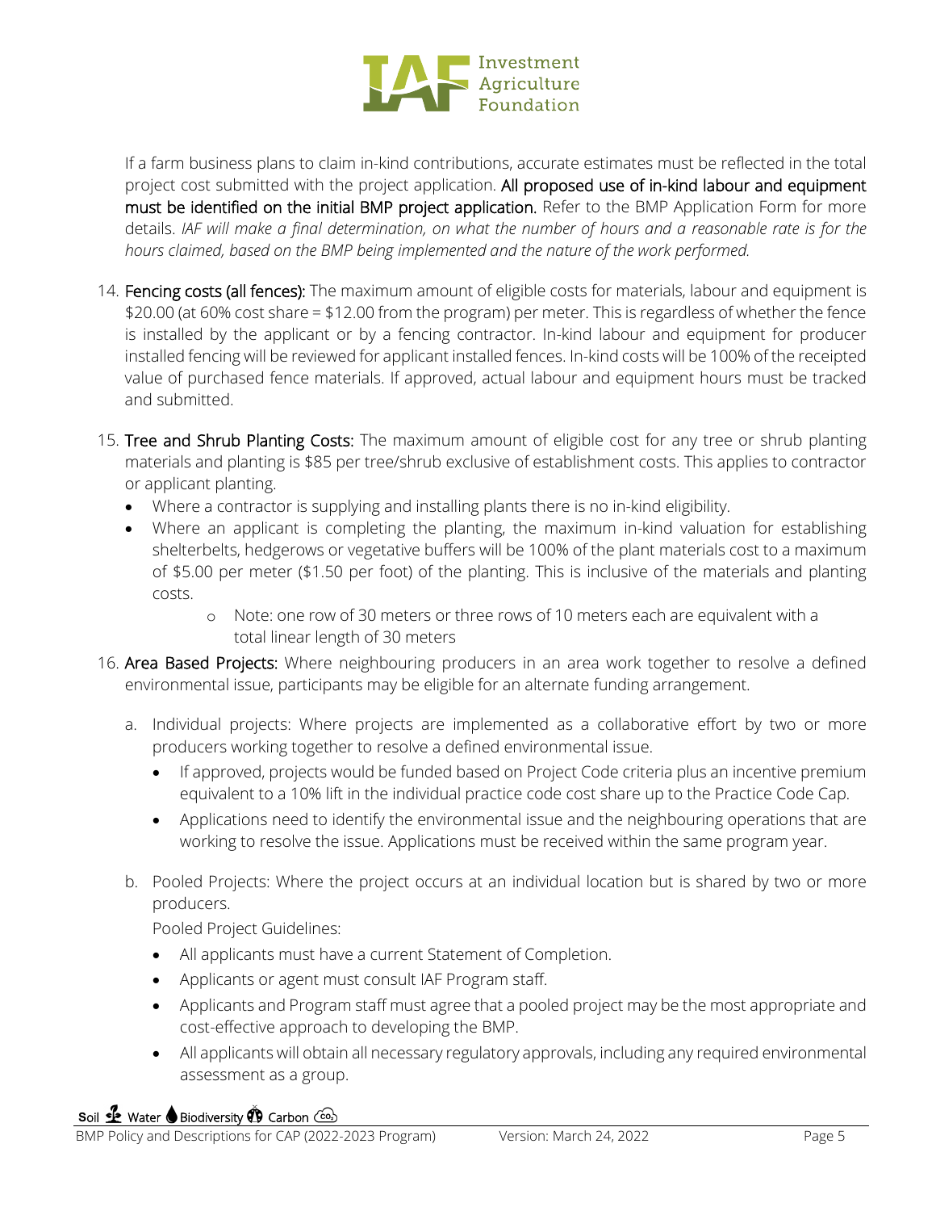If a farm business plans to claim in-kind contributions, accurate estimates must be reflected in the total project cost submitted with the project application. **All proposed use of in-kind labour and equipment must be identified on the initial BMP project application.** Refer to the BMP Application Form for more details. *IAF will make a final determination, on what the number of hours and a reasonable rate is for the hours claimed, based on the BMP being implemented and the nature of the work performed.*

14. **Fencing costs (all fences):** The maximum amount of eligible costs for materials, labour and equipment is $20.00 (at 60% cost share = $12.00 from the program) per meter. This is regardless of whether the fence is installed by the applicant or by a fencing contractor. In-kind labour and equipment for producer installed fencing will be reviewed for applicant installed fences. In-kind costs will be 100% of the receipted value of purchased fence materials. If approved, actual labour and equipment hours must be tracked and submitted.

15. **Tree and Shrub Planting Costs:** The maximum amount of eligible cost for any tree or shrub planting materials and planting is $85 per tree/shrub exclusive of establishment costs. This applies to contractor or applicant planting.
    - Where a contractor is supplying and installing plants there is no in-kind eligibility.
    - Where an applicant is completing the planting, the maximum in-kind valuation for establishing shelterbelts, hedgerows or vegetative buffers will be 100% of the plant materials cost to a maximum of $5.00 per meter ($1.50 per foot) of the planting. This is inclusive of the materials and planting costs.
        - Note: one row of 30 meters or three rows of 10 meters each are equivalent with a total linear length of 30 meters

16. **Area Based Projects:** Where neighbouring producers in an area work together to resolve a defined environmental issue, participants may be eligible for an alternate funding arrangement.

    a. Individual projects: Where projects are implemented as a collaborative effort by two or more producers working together to resolve a defined environmental issue.
    - If approved, projects would be funded based on Project Code criteria plus an incentive premium equivalent to a 10% lift in the individual practice code cost share up to the Practice Code Cap.
    - Applications need to identify the environmental issue and the neighbouring operations that are working to resolve the issue. Applications must be received within the same program year.

    b. Pooled Projects: Where the project occurs at an individual location but is shared by two or more producers.

    Pooled Project Guidelines:
    - All applicants must have a current Statement of Completion.
    - Applicants or agent must consult IAF Program staff.
    - Applicants and Program staff must agree that a pooled project may be the most appropriate and cost-effective approach to developing the BMP.
    - All applicants will obtain all necessary regulatory approvals, including any required environmental assessment as a group.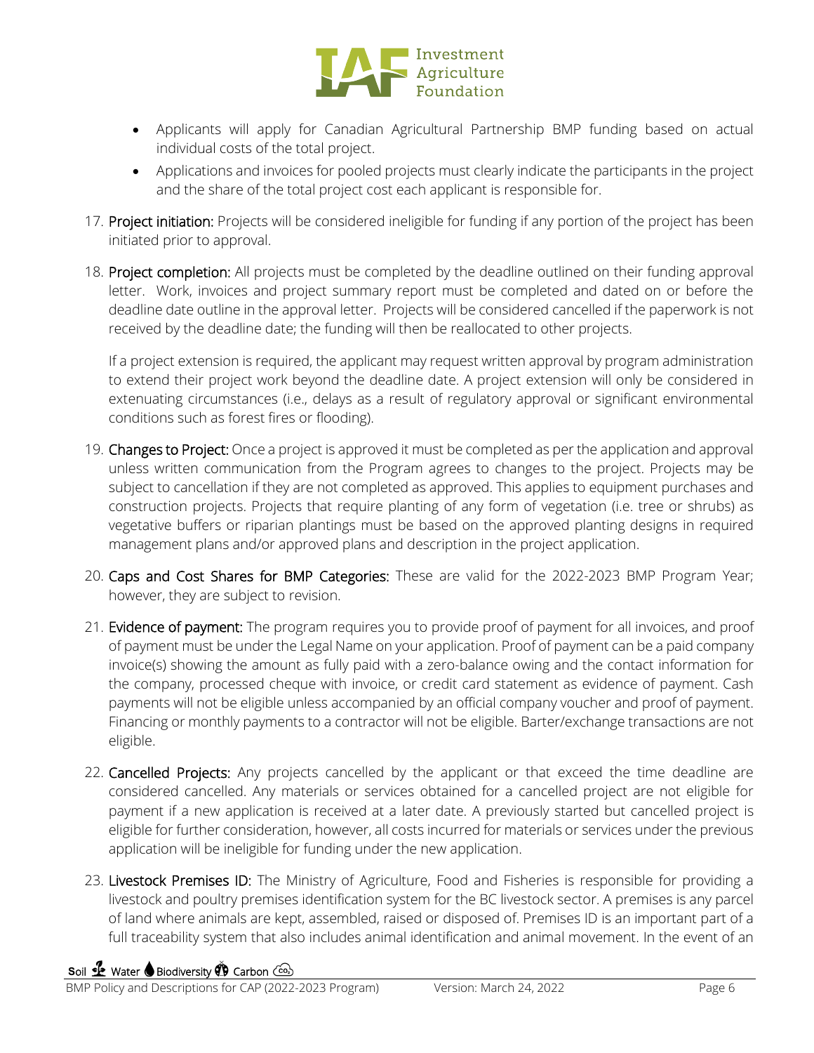- Applicants will apply for Canadian Agricultural Partnership BMP funding based on actual individual costs of the total project.
- Applications and invoices for pooled projects must clearly indicate the participants in the project and the share of the total project cost each applicant is responsible for.

17. **Project initiation:** Projects will be considered ineligible for funding if any portion of the project has been initiated prior to approval.

18. **Project completion:** All projects must be completed by the deadline outlined on their funding approval letter. Work, invoices and project summary report must be completed and dated on or before the deadline date outline in the approval letter. Projects will be considered cancelled if the paperwork is not received by the deadline date; the funding will then be reallocated to other projects.

    If a project extension is required, the applicant may request written approval by program administration to extend their project work beyond the deadline date. A project extension will only be considered in extenuating circumstances (i.e., delays as a result of regulatory approval or significant environmental conditions such as forest fires or flooding).

19. **Changes to Project:** Once a project is approved it must be completed as per the application and approval unless written communication from the Program agrees to changes to the project. Projects may be subject to cancellation if they are not completed as approved. This applies to equipment purchases and construction projects. Projects that require planting of any form of vegetation (i.e. tree or shrubs) as vegetative buffers or riparian plantings must be based on the approved planting designs in required management plans and/or approved plans and description in the project application.

20. **Caps and Cost Shares for BMP Categories:** These are valid for the 2022-2023 BMP Program Year; however, they are subject to revision.

21. **Evidence of payment:** The program requires you to provide proof of payment for all invoices, and proof of payment must be under the Legal Name on your application. Proof of payment can be a paid company invoice(s) showing the amount as fully paid with a zero-balance owing and the contact information for the company, processed cheque with invoice, or credit card statement as evidence of payment. Cash payments will not be eligible unless accompanied by an official company voucher and proof of payment. Financing or monthly payments to a contractor will not be eligible. Barter/exchange transactions are not eligible.

22. **Cancelled Projects:** Any projects cancelled by the applicant or that exceed the time deadline are considered cancelled. Any materials or services obtained for a cancelled project are not eligible for payment if a new application is received at a later date. A previously started but cancelled project is eligible for further consideration, however, all costs incurred for materials or services under the previous application will be ineligible for funding under the new application.

23. **Livestock Premises ID:** The Ministry of Agriculture, Food and Fisheries is responsible for providing a livestock and poultry premises identification system for the BC livestock sector. A premises is any parcel of land where animals are kept, assembled, raised or disposed of. Premises ID is an important part of a full traceability system that also includes animal identification and animal movement. In the event of an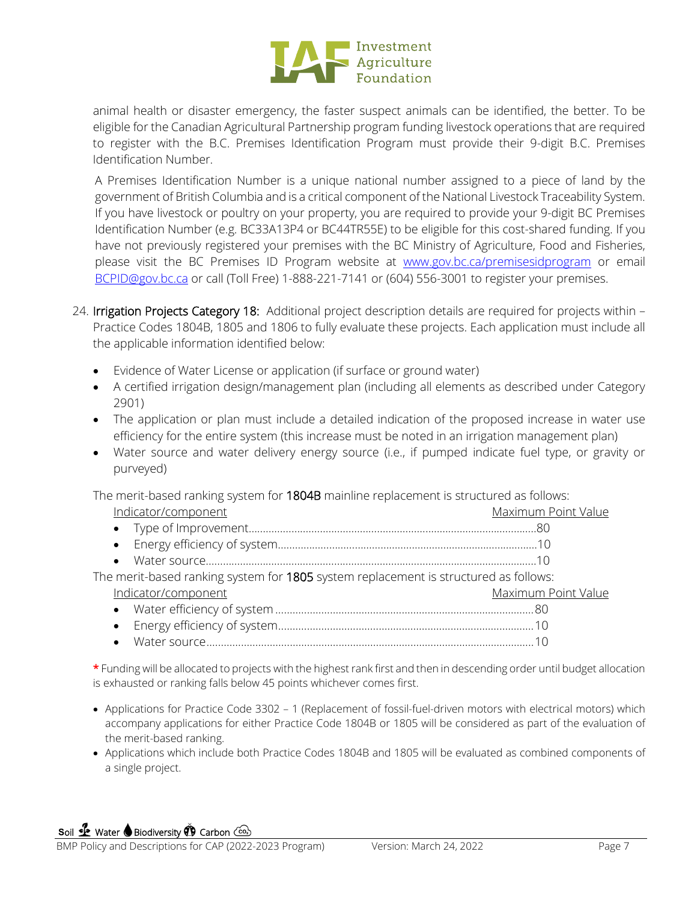animal health or disaster emergency, the faster suspect animals can be identified, the better. To be eligible for the Canadian Agricultural Partnership program funding livestock operations that are required to register with the B.C. Premises Identification Program must provide their 9-digit B.C. Premises Identification Number.

A Premises Identification Number is a unique national number assigned to a piece of land by the government of British Columbia and is a critical component of the National Livestock Traceability System. If you have livestock or poultry on your property, you are required to provide your 9-digit BC Premises Identification Number (e.g. BC33A13P4 or BC44TR55E) to be eligible for this cost-shared funding. If you have not previously registered your premises with the BC Ministry of Agriculture, Food and Fisheries, please visit the BC Premises ID Program website at [www.gov.bc.ca/premisesidprogram](http://www.gov.bc.ca/premisesidprogram) or email [BCPID@gov.bc.ca](mailto:BCPID@gov.bc.ca) or call (Toll Free) 1-888-221-7141 or (604) 556-3001 to register your premises.

24. **Irrigation Projects Category 18:** Additional project description details are required for projects within – Practice Codes 1804B, 1805 and 1806 to fully evaluate these projects. Each application must include all the applicable information identified below:

    - Evidence of Water License or application (if surface or ground water)
    - A certified irrigation design/management plan (including all elements as described under Category 2901)
    - The application or plan must include a detailed indication of the proposed increase in water use efficiency for the entire system (this increase must be noted in an irrigation management plan)
    - Water source and water delivery energy source (i.e., if pumped indicate fuel type, or gravity or purveyed)

    The merit-based ranking system for **1804B** mainline replacement is structured as follows:

    | Indicator/component | Maximum Point Value |
    |---|---|
    | Type of Improvement | 80 |
    | Energy efficiency of system | 10 |
    | Water source | 10 |

    The merit-based ranking system for **1805** system replacement is structured as follows:

    | Indicator/component | Maximum Point Value |
    |---|---|
    | Water efficiency of system | 80 |
    | Energy efficiency of system | 10 |
    | Water source | 10 |

    * Funding will be allocated to projects with the highest rank first and then in descending order until budget allocation is exhausted or ranking falls below 45 points whichever comes first.

    - Applications for Practice Code 3302 – 1 (Replacement of fossil-fuel-driven motors with electrical motors) which accompany applications for either Practice Code 1804B or 1805 will be considered as part of the evaluation of the merit-based ranking.
    - Applications which include both Practice Codes 1804B and 1805 will be evaluated as combined components of a single project.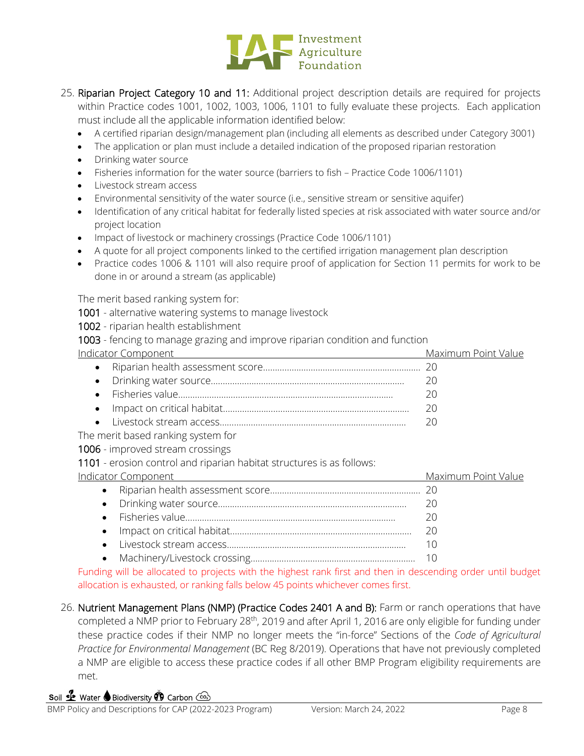25. Riparian Project Category 10 and 11: Additional project description details are required for projects within Practice codes 1001, 1002, 1003, 1006, 1101 to fully evaluate these projects. Each application must include all the applicable information identified below:
    - A certified riparian design/management plan (including all elements as described under Category 3001)
    - The application or plan must include a detailed indication of the proposed riparian restoration
    - Drinking water source
    - Fisheries information for the water source (barriers to fish – Practice Code 1006/1101)
    - Livestock stream access
    - Environmental sensitivity of the water source (i.e., sensitive stream or sensitive aquifer)
    - Identification of any critical habitat for federally listed species at risk associated with water source and/or project location
    - Impact of livestock or machinery crossings (Practice Code 1006/1101)
    - A quote for all project components linked to the certified irrigation management plan description
    - Practice codes 1006 & 1101 will also require proof of application for Section 11 permits for work to be done in or around a stream (as applicable)

    The merit based ranking system for:

    1001 - alternative watering systems to manage livestock

    1002 - riparian health establishment

    1003 - fencing to manage grazing and improve riparian condition and function

    | Indicator Component | Maximum Point Value |
    |---|---|
    | Riparian health assessment score | 20 |
    | Drinking water source | 20 |
    | Fisheries value | 20 |
    | Impact on critical habitat | 20 |
    | Livestock stream access | 20 |

    The merit based ranking system for

    1006 - improved stream crossings

    1101 - erosion control and riparian habitat structures is as follows:

    | Indicator Component | Maximum Point Value |
    |---|---|
    | Riparian health assessment score | 20 |
    | Drinking water source | 20 |
    | Fisheries value | 20 |
    | Impact on critical habitat | 20 |
    | Livestock stream access | 10 |
    | Machinery/Livestock crossing | 10 |

    Funding will be allocated to projects with the highest rank first and then in descending order until budget allocation is exhausted, or ranking falls below 45 points whichever comes first.

26. Nutrient Management Plans (NMP) (Practice Codes 2401 A and B): Farm or ranch operations that have completed a NMP prior to February 28th, 2019 and after April 1, 2016 are only eligible for funding under these practice codes if their NMP no longer meets the "in-force" Sections of the *Code of Agricultural Practice for Environmental Management* (BC Reg 8/2019). Operations that have not previously completed a NMP are eligible to access these practice codes if all other BMP Program eligibility requirements are met.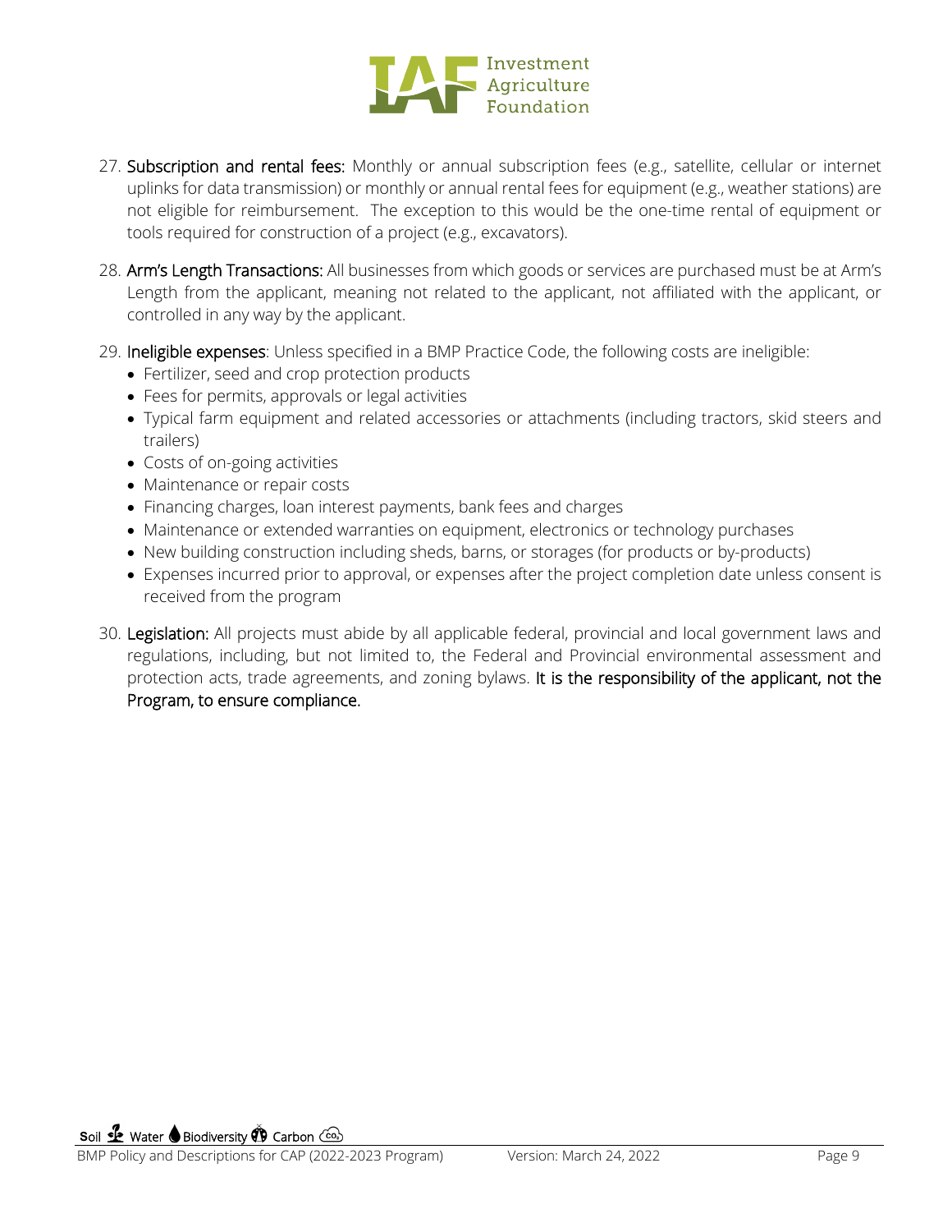27. **Subscription and rental fees:** Monthly or annual subscription fees (e.g., satellite, cellular or internet uplinks for data transmission) or monthly or annual rental fees for equipment (e.g., weather stations) are not eligible for reimbursement. The exception to this would be the one-time rental of equipment or tools required for construction of a project (e.g., excavators).

28. **Arm's Length Transactions:** All businesses from which goods or services are purchased must be at Arm's Length from the applicant, meaning not related to the applicant, not affiliated with the applicant, or controlled in any way by the applicant.

29. **Ineligible expenses**: Unless specified in a BMP Practice Code, the following costs are ineligible:
    - Fertilizer, seed and crop protection products
    - Fees for permits, approvals or legal activities
    - Typical farm equipment and related accessories or attachments (including tractors, skid steers and trailers)
    - Costs of on-going activities
    - Maintenance or repair costs
    - Financing charges, loan interest payments, bank fees and charges
    - Maintenance or extended warranties on equipment, electronics or technology purchases
    - New building construction including sheds, barns, or storages (for products or by-products)
    - Expenses incurred prior to approval, or expenses after the project completion date unless consent is received from the program

30. **Legislation:** All projects must abide by all applicable federal, provincial and local government laws and regulations, including, but not limited to, the Federal and Provincial environmental assessment and protection acts, trade agreements, and zoning bylaws. **It is the responsibility of the applicant, not the Program, to ensure compliance.**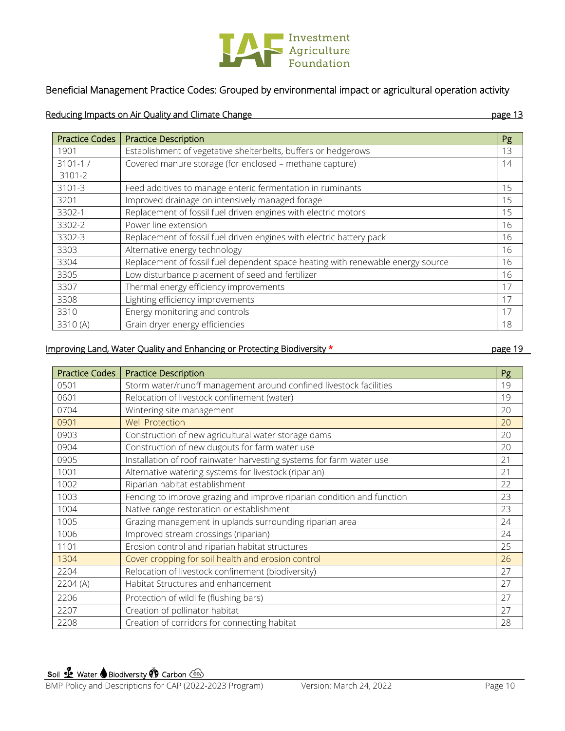## Beneficial Management Practice Codes: Grouped by environmental impact or agricultural operation activity

### Reducing Impacts on Air Quality and Climate Change — page 13

| Practice Codes | Practice Description | Pg |
|---|---|---|
| 1901 | Establishment of vegetative shelterbelts, buffers or hedgerows | 13 |
| 3101-1 / 3101-2 | Covered manure storage (for enclosed – methane capture) | 14 |
| 3101-3 | Feed additives to manage enteric fermentation in ruminants | 15 |
| 3201 | Improved drainage on intensively managed forage | 15 |
| 3302-1 | Replacement of fossil fuel driven engines with electric motors | 15 |
| 3302-2 | Power line extension | 16 |
| 3302-3 | Replacement of fossil fuel driven engines with electric battery pack | 16 |
| 3303 | Alternative energy technology | 16 |
| 3304 | Replacement of fossil fuel dependent space heating with renewable energy source | 16 |
| 3305 | Low disturbance placement of seed and fertilizer | 16 |
| 3307 | Thermal energy efficiency improvements | 17 |
| 3308 | Lighting efficiency improvements | 17 |
| 3310 | Energy monitoring and controls | 17 |
| 3310 (A) | Grain dryer energy efficiencies | 18 |

### Improving Land, Water Quality and Enhancing or Protecting Biodiversity * — page 19

| Practice Codes | Practice Description | Pg |
|---|---|---|
| 0501 | Storm water/runoff management around confined livestock facilities | 19 |
| 0601 | Relocation of livestock confinement (water) | 19 |
| 0704 | Wintering site management | 20 |
| 0901 | Well Protection | 20 |
| 0903 | Construction of new agricultural water storage dams | 20 |
| 0904 | Construction of new dugouts for farm water use | 20 |
| 0905 | Installation of roof rainwater harvesting systems for farm water use | 21 |
| 1001 | Alternative watering systems for livestock (riparian) | 21 |
| 1002 | Riparian habitat establishment | 22 |
| 1003 | Fencing to improve grazing and improve riparian condition and function | 23 |
| 1004 | Native range restoration or establishment | 23 |
| 1005 | Grazing management in uplands surrounding riparian area | 24 |
| 1006 | Improved stream crossings (riparian) | 24 |
| 1101 | Erosion control and riparian habitat structures | 25 |
| 1304 | Cover cropping for soil health and erosion control | 26 |
| 2204 | Relocation of livestock confinement (biodiversity) | 27 |
| 2204 (A) | Habitat Structures and enhancement | 27 |
| 2206 | Protection of wildlife (flushing bars) | 27 |
| 2207 | Creation of pollinator habitat | 27 |
| 2208 | Creation of corridors for connecting habitat | 28 |

Soil Water Biodiversity Carbon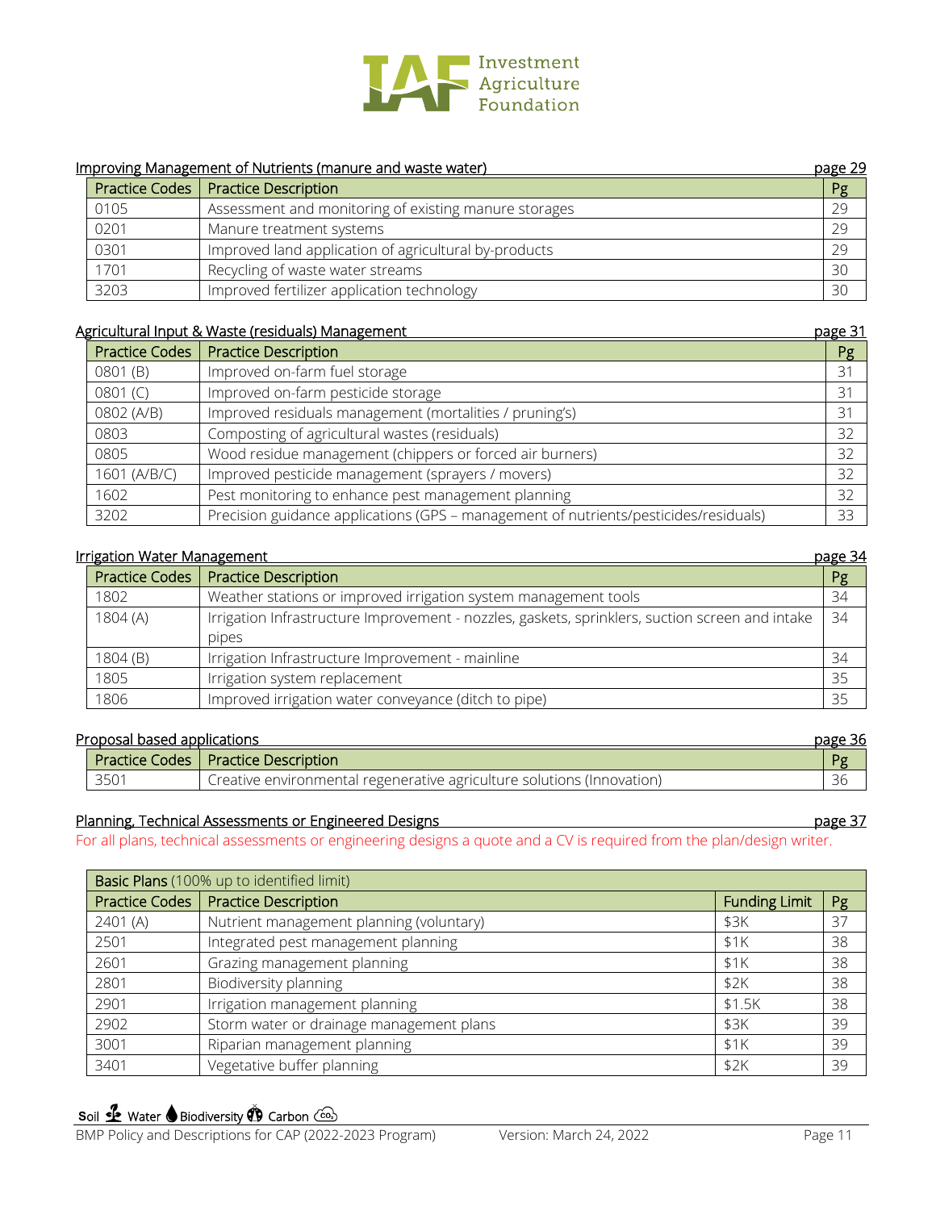## Improving Management of Nutrients (manure and waste water) — page 29

| Practice Codes | Practice Description | Pg |
|---|---|---|
| 0105 | Assessment and monitoring of existing manure storages | 29 |
| 0201 | Manure treatment systems | 29 |
| 0301 | Improved land application of agricultural by-products | 29 |
| 1701 | Recycling of waste water streams | 30 |
| 3203 | Improved fertilizer application technology | 30 |

## Agricultural Input & Waste (residuals) Management — page 31

| Practice Codes | Practice Description | Pg |
|---|---|---|
| 0801 (B) | Improved on-farm fuel storage | 31 |
| 0801 (C) | Improved on-farm pesticide storage | 31 |
| 0802 (A/B) | Improved residuals management (mortalities / pruning's) | 31 |
| 0803 | Composting of agricultural wastes (residuals) | 32 |
| 0805 | Wood residue management (chippers or forced air burners) | 32 |
| 1601 (A/B/C) | Improved pesticide management (sprayers / movers) | 32 |
| 1602 | Pest monitoring to enhance pest management planning | 32 |
| 3202 | Precision guidance applications (GPS – management of nutrients/pesticides/residuals) | 33 |

## Irrigation Water Management — page 34

| Practice Codes | Practice Description | Pg |
|---|---|---|
| 1802 | Weather stations or improved irrigation system management tools | 34 |
| 1804 (A) | Irrigation Infrastructure Improvement - nozzles, gaskets, sprinklers, suction screen and intake pipes | 34 |
| 1804 (B) | Irrigation Infrastructure Improvement - mainline | 34 |
| 1805 | Irrigation system replacement | 35 |
| 1806 | Improved irrigation water conveyance (ditch to pipe) | 35 |

## Proposal based applications — page 36

| Practice Codes | Practice Description | Pg |
|---|---|---|
| 3501 | Creative environmental regenerative agriculture solutions (Innovation) | 36 |

## Planning, Technical Assessments or Engineered Designs — page 37

For all plans, technical assessments or engineering designs a quote and a CV is required from the plan/design writer.

| **Basic Plans** (100% up to identified limit) | | | |
|---|---|---|---|
| Practice Codes | Practice Description | Funding Limit | Pg |
| 2401 (A) | Nutrient management planning (voluntary) | $3K | 37 |
| 2501 | Integrated pest management planning | $1K | 38 |
| 2601 | Grazing management planning | $1K | 38 |
| 2801 | Biodiversity planning | $2K | 38 |
| 2901 | Irrigation management planning | $1.5K | 38 |
| 2902 | Storm water or drainage management plans | $3K | 39 |
| 3001 | Riparian management planning | $1K | 39 |
| 3401 | Vegetative buffer planning | $2K | 39 |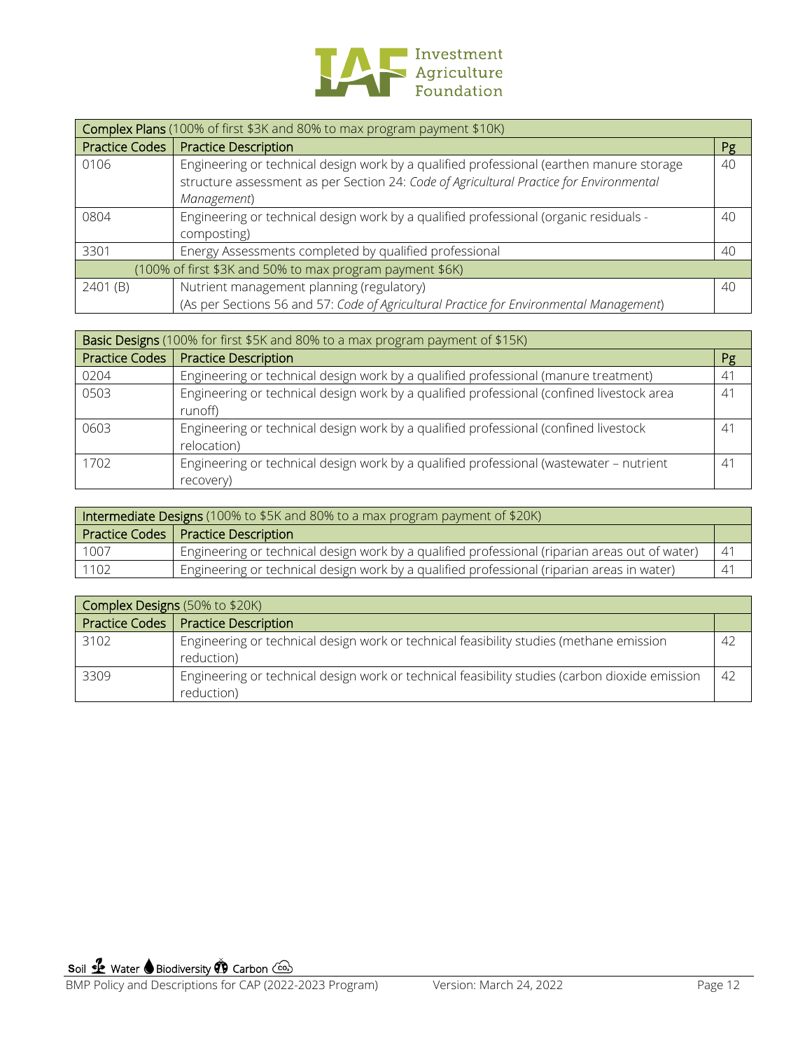| **Complex Plans** (100% of first \$3K and 80% to max program payment \$10K) | | |
|---|---|---|
| Practice Codes | Practice Description | Pg |
| 0106 | Engineering or technical design work by a qualified professional (earthen manure storage structure assessment as per Section 24: *Code of Agricultural Practice for Environmental Management*) | 40 |
| 0804 | Engineering or technical design work by a qualified professional (organic residuals - composting) | 40 |
| 3301 | Energy Assessments completed by qualified professional | 40 |
| (100% of first \$3K and 50% to max program payment \$6K) | | |
| 2401 (B) | Nutrient management planning (regulatory)<br>(As per Sections 56 and 57: *Code of Agricultural Practice for Environmental Management*) | 40 |

| **Basic Designs** (100% for first \$5K and 80% to a max program payment of \$15K) | | |
|---|---|---|
| Practice Codes | Practice Description | Pg |
| 0204 | Engineering or technical design work by a qualified professional (manure treatment) | 41 |
| 0503 | Engineering or technical design work by a qualified professional (confined livestock area runoff) | 41 |
| 0603 | Engineering or technical design work by a qualified professional (confined livestock relocation) | 41 |
| 1702 | Engineering or technical design work by a qualified professional (wastewater – nutrient recovery) | 41 |

| **Intermediate Designs** (100% to \$5K and 80% to a max program payment of \$20K) | | |
|---|---|---|
| Practice Codes | Practice Description | |
| 1007 | Engineering or technical design work by a qualified professional (riparian areas out of water) | 41 |
| 1102 | Engineering or technical design work by a qualified professional (riparian areas in water) | 41 |

| **Complex Designs** (50% to \$20K) | | |
|---|---|---|
| Practice Codes | Practice Description | |
| 3102 | Engineering or technical design work or technical feasibility studies (methane emission reduction) | 42 |
| 3309 | Engineering or technical design work or technical feasibility studies (carbon dioxide emission reduction) | 42 |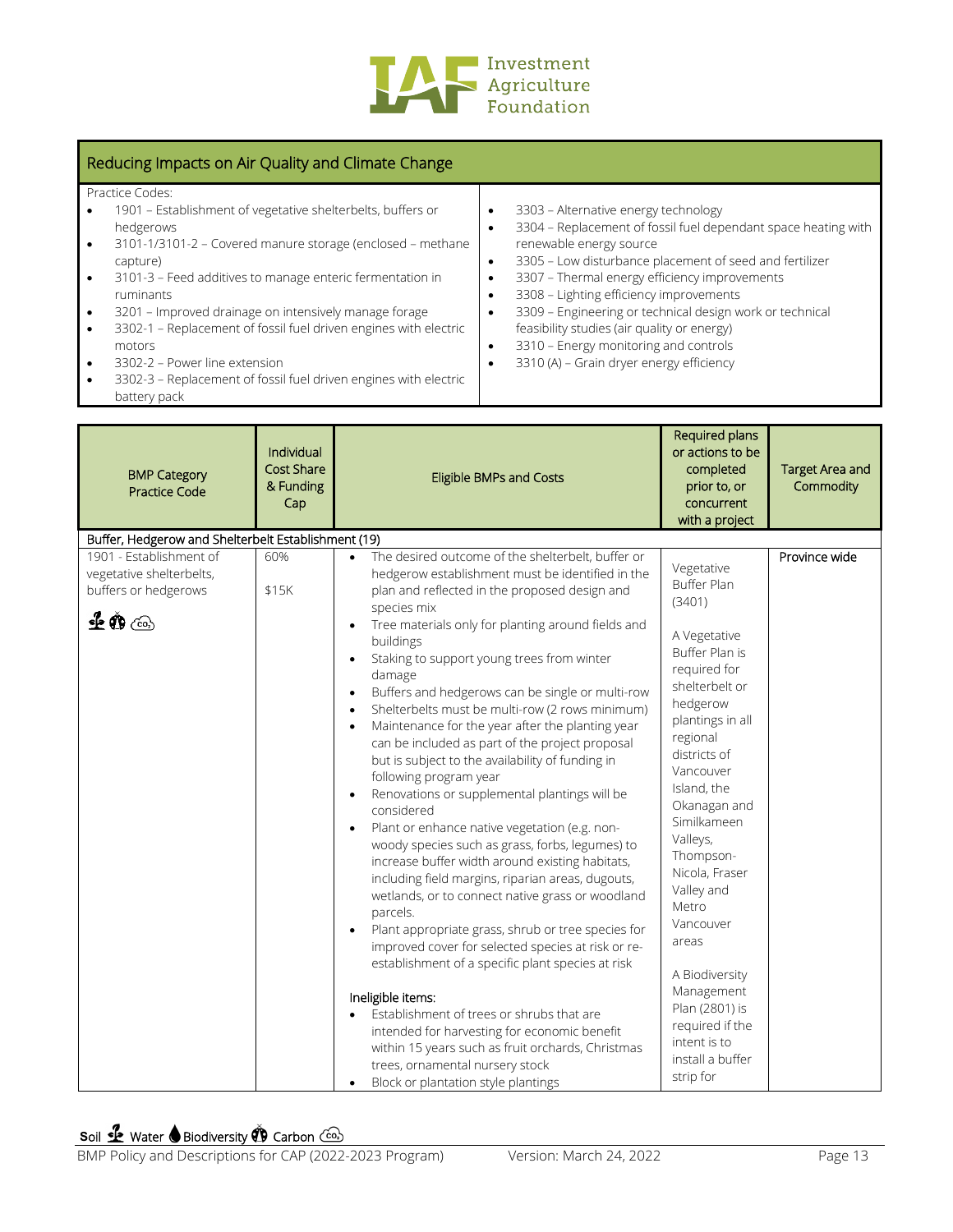## Reducing Impacts on Air Quality and Climate Change

Practice Codes:

- 1901 – Establishment of vegetative shelterbelts, buffers or hedgerows
- 3101-1/3101-2 – Covered manure storage (enclosed – methane capture)
- 3101-3 – Feed additives to manage enteric fermentation in ruminants
- 3201 – Improved drainage on intensively manage forage
- 3302-1 – Replacement of fossil fuel driven engines with electric motors
- 3302-2 – Power line extension
- 3302-3 – Replacement of fossil fuel driven engines with electric battery pack
- 3303 – Alternative energy technology
- 3304 – Replacement of fossil fuel dependant space heating with renewable energy source
- 3305 – Low disturbance placement of seed and fertilizer
- 3307 – Thermal energy efficiency improvements
- 3308 – Lighting efficiency improvements
- 3309 – Engineering or technical design work or technical feasibility studies (air quality or energy)
- 3310 – Energy monitoring and controls
- 3310 (A) – Grain dryer energy efficiency

| BMP Category Practice Code | Individual Cost Share & Funding Cap | Eligible BMPs and Costs | Required plans or actions to be completed prior to, or concurrent with a project | Target Area and Commodity |
|---|---|---|---|---|
| **Buffer, Hedgerow and Shelterbelt Establishment (19)** | | | | |
| 1901 - Establishment of vegetative shelterbelts, buffers or hedgerows<br><br>Soil, Biodiversity, Carbon | 60%<br><br>$15K | • The desired outcome of the shelterbelt, buffer or hedgerow establishment must be identified in the plan and reflected in the proposed design and species mix<br>• Tree materials only for planting around fields and buildings<br>• Staking to support young trees from winter damage<br>• Buffers and hedgerows can be single or multi-row<br>• Shelterbelts must be multi-row (2 rows minimum)<br>• Maintenance for the year after the planting year can be included as part of the project proposal but is subject to the availability of funding in following program year<br>• Renovations or supplemental plantings will be considered<br>• Plant or enhance native vegetation (e.g. non-woody species such as grass, forbs, legumes) to increase buffer width around existing habitats, including field margins, riparian areas, dugouts, wetlands, or to connect native grass or woodland parcels.<br>• Plant appropriate grass, shrub or tree species for improved cover for selected species at risk or re-establishment of a specific plant species at risk<br><br>Ineligible items:<br>• Establishment of trees or shrubs that are intended for harvesting for economic benefit within 15 years such as fruit orchards, Christmas trees, ornamental nursery stock<br>• Block or plantation style plantings | Vegetative Buffer Plan (3401)<br><br>A Vegetative Buffer Plan is required for shelterbelt or hedgerow plantings in all regional districts of Vancouver Island, the Okanagan and Similkameen Valleys, Thompson-Nicola, Fraser Valley and Metro Vancouver areas<br><br>A Biodiversity Management Plan (2801) is required if the intent is to install a buffer strip for | Province wide |

Soil Water Biodiversity Carbon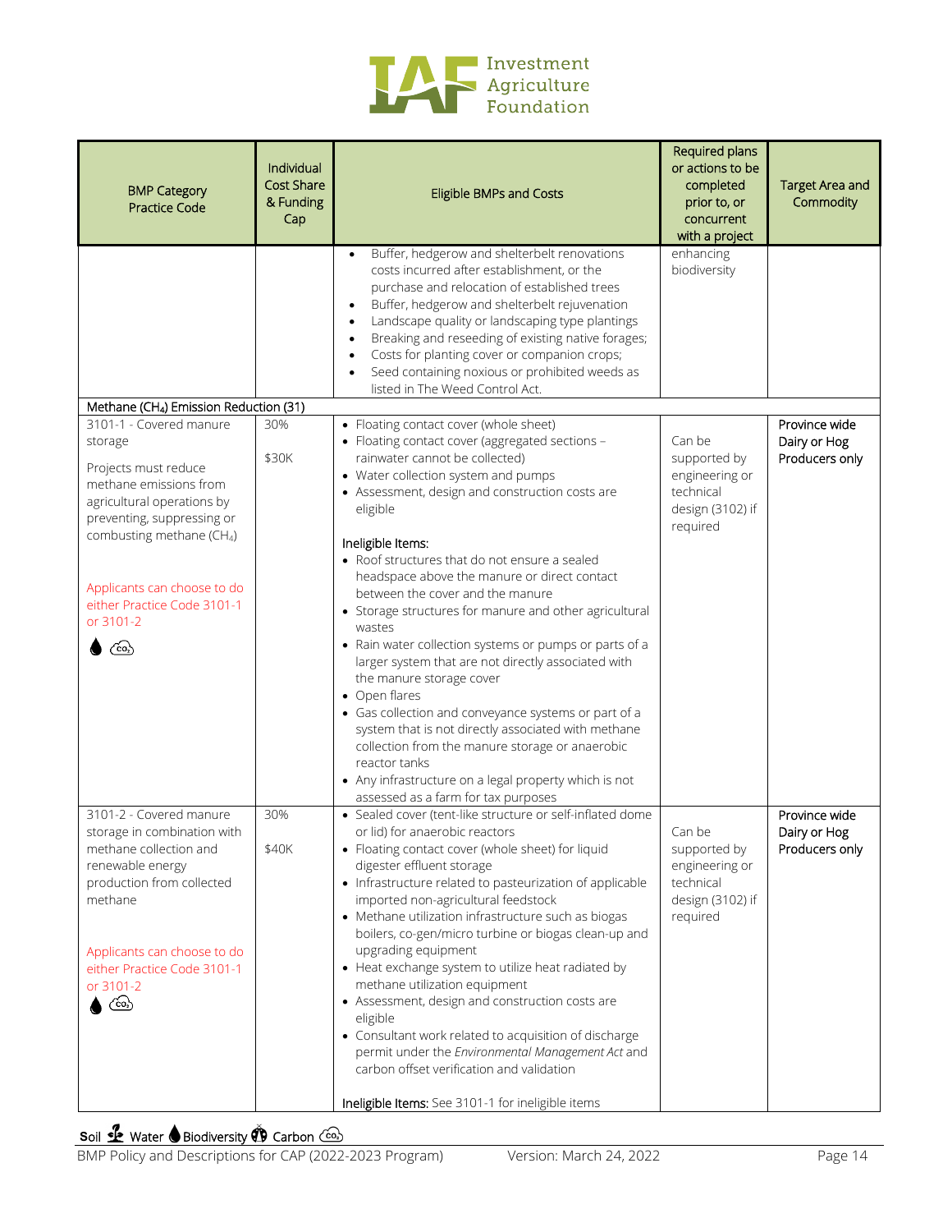| BMP Category Practice Code | Individual Cost Share & Funding Cap | Eligible BMPs and Costs | Required plans or actions to be completed prior to, or concurrent with a project | Target Area and Commodity |
|---|---|---|---|---|
| | | • Buffer, hedgerow and shelterbelt renovations costs incurred after establishment, or the purchase and relocation of established trees<br>• Buffer, hedgerow and shelterbelt rejuvenation<br>• Landscape quality or landscaping type plantings<br>• Breaking and reseeding of existing native forages;<br>• Costs for planting cover or companion crops;<br>• Seed containing noxious or prohibited weeds as listed in The Weed Control Act. | enhancing biodiversity | |
| **Methane ($CH_4$) Emission Reduction (31)** | | | | |
| 3101-1 - Covered manure storage<br><br>Projects must reduce methane emissions from agricultural operations by preventing, suppressing or combusting methane ($CH_4$)<br><br>Applicants can choose to do either Practice Code 3101-1 or 3101-2<br><br>Water, Carbon | 30%<br><br>$30K | • Floating contact cover (whole sheet)<br>• Floating contact cover (aggregated sections – rainwater cannot be collected)<br>• Water collection system and pumps<br>• Assessment, design and construction costs are eligible<br><br>Ineligible Items:<br>• Roof structures that do not ensure a sealed headspace above the manure or direct contact between the cover and the manure<br>• Storage structures for manure and other agricultural wastes<br>• Rain water collection systems or pumps or parts of a larger system that are not directly associated with the manure storage cover<br>• Open flares<br>• Gas collection and conveyance systems or part of a system that is not directly associated with methane collection from the manure storage or anaerobic reactor tanks<br>• Any infrastructure on a legal property which is not assessed as a farm for tax purposes | Can be supported by engineering or technical design (3102) if required | Province wide Dairy or Hog Producers only |
| 3101-2 - Covered manure storage in combination with methane collection and renewable energy production from collected methane<br><br>Applicants can choose to do either Practice Code 3101-1 or 3101-2<br><br>Water, Carbon | 30%<br><br>$40K | • Sealed cover (tent-like structure or self-inflated dome or lid) for anaerobic reactors<br>• Floating contact cover (whole sheet) for liquid digester effluent storage<br>• Infrastructure related to pasteurization of applicable imported non-agricultural feedstock<br>• Methane utilization infrastructure such as biogas boilers, co-gen/micro turbine or biogas clean-up and upgrading equipment<br>• Heat exchange system to utilize heat radiated by methane utilization equipment<br>• Assessment, design and construction costs are eligible<br>• Consultant work related to acquisition of discharge permit under the *Environmental Management Act* and carbon offset verification and validation<br><br>Ineligible Items: See 3101-1 for ineligible items | Can be supported by engineering or technical design (3102) if required | Province wide Dairy or Hog Producers only |

Soil · Water · Biodiversity · Carbon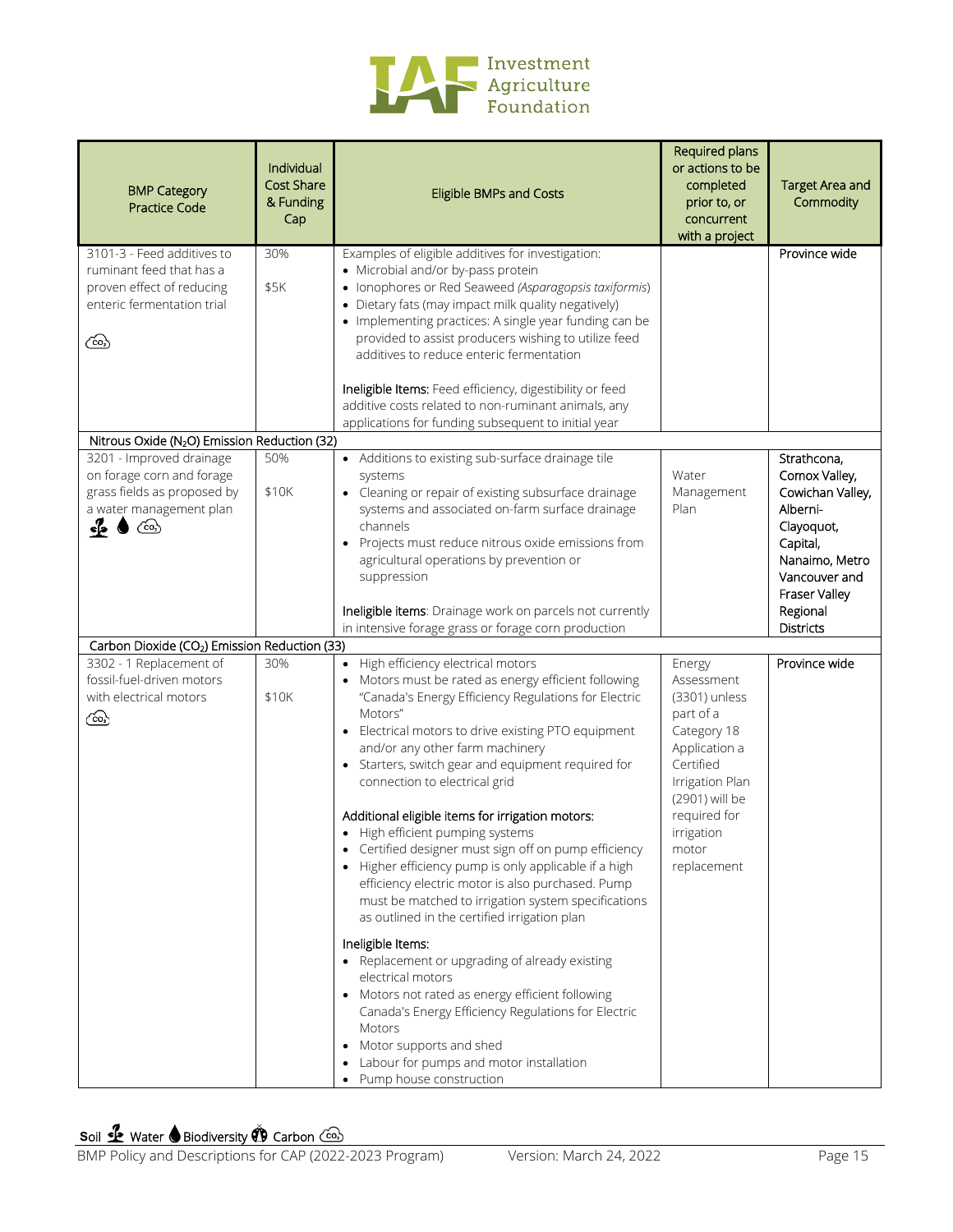| BMP Category Practice Code | Individual Cost Share & Funding Cap | Eligible BMPs and Costs | Required plans or actions to be completed prior to, or concurrent with a project | Target Area and Commodity |
|---|---|---|---|---|
| 3101-3 - Feed additives to ruminant feed that has a proven effect of reducing enteric fermentation trial (Carbon) | 30%<br><br>$5K | Examples of eligible additives for investigation:<br>• Microbial and/or by-pass protein<br>• Ionophores or Red Seaweed (*Asparagopsis taxiformis*)<br>• Dietary fats (may impact milk quality negatively)<br>• Implementing practices: A single year funding can be provided to assist producers wishing to utilize feed additives to reduce enteric fermentation<br><br>**Ineligible Items:** Feed efficiency, digestibility or feed additive costs related to non-ruminant animals, any applications for funding subsequent to initial year | | Province wide |
| Nitrous Oxide ($N_2O$) Emission Reduction (32) | | | | |
| 3201 - Improved drainage on forage corn and forage grass fields as proposed by a water management plan (Soil, Water, Carbon) | 50%<br><br>$10K | • Additions to existing sub-surface drainage tile systems<br>• Cleaning or repair of existing subsurface drainage systems and associated on-farm surface drainage channels<br>• Projects must reduce nitrous oxide emissions from agricultural operations by prevention or suppression<br><br>**Ineligible items**: Drainage work on parcels not currently in intensive forage grass or forage corn production | Water Management Plan | Strathcona, Comox Valley, Cowichan Valley, Alberni-Clayoquot, Capital, Nanaimo, Metro Vancouver and Fraser Valley Regional Districts |
| Carbon Dioxide ($CO_2$) Emission Reduction (33) | | | | |
| 3302 - 1 Replacement of fossil-fuel-driven motors with electrical motors (Carbon) | 30%<br><br>$10K | • High efficiency electrical motors<br>• Motors must be rated as energy efficient following "Canada's Energy Efficiency Regulations for Electric Motors"<br>• Electrical motors to drive existing PTO equipment and/or any other farm machinery<br>• Starters, switch gear and equipment required for connection to electrical grid<br><br>Additional eligible items for irrigation motors:<br>• High efficient pumping systems<br>• Certified designer must sign off on pump efficiency<br>• Higher efficiency pump is only applicable if a high efficiency electric motor is also purchased. Pump must be matched to irrigation system specifications as outlined in the certified irrigation plan<br><br>Ineligible Items:<br>• Replacement or upgrading of already existing electrical motors<br>• Motors not rated as energy efficient following Canada's Energy Efficiency Regulations for Electric Motors<br>• Motor supports and shed<br>• Labour for pumps and motor installation<br>• Pump house construction | Energy Assessment (3301) unless part of a Category 18 Application a Certified Irrigation Plan (2901) will be required for irrigation motor replacement | Province wide |

Soil Water Biodiversity Carbon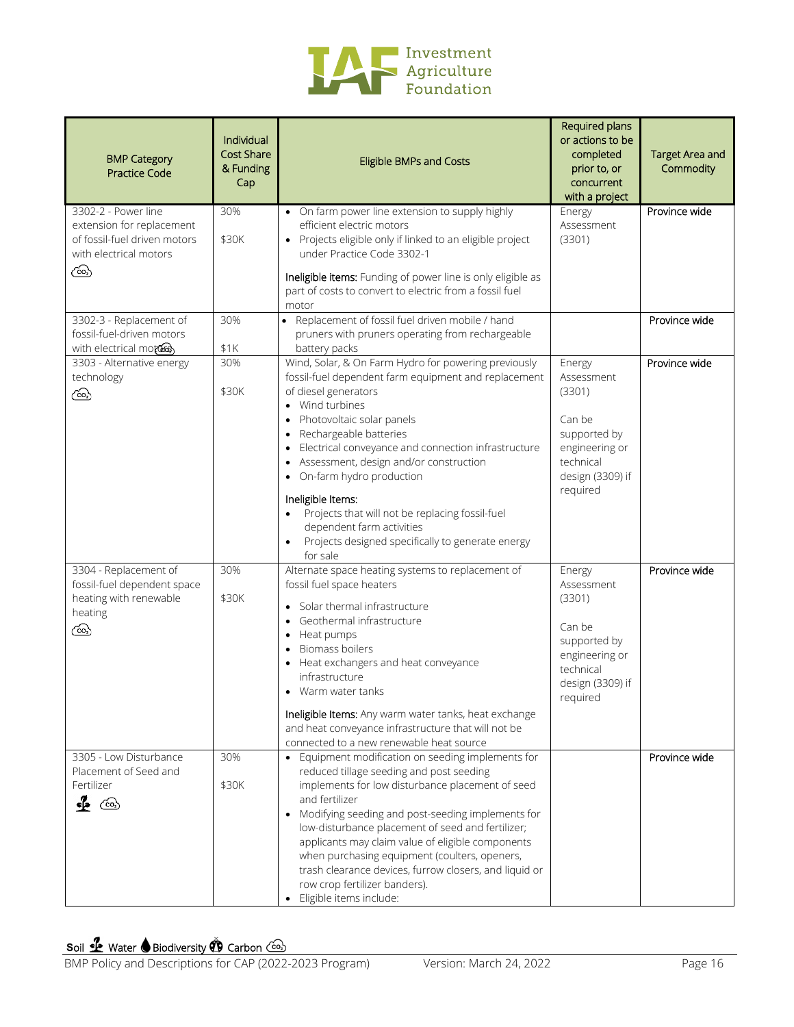| BMP Category Practice Code | Individual Cost Share & Funding Cap | Eligible BMPs and Costs | Required plans or actions to be completed prior to, or concurrent with a project | Target Area and Commodity |
|---|---|---|---|---|
| 3302-2 - Power line extension for replacement of fossil-fuel driven motors with electrical motors | 30%<br><br>$30K | • On farm power line extension to supply highly efficient electric motors<br>• Projects eligible only if linked to an eligible project under Practice Code 3302-1<br><br>**Ineligible items:** Funding of power line is only eligible as part of costs to convert to electric from a fossil fuel motor | Energy Assessment (3301) | Province wide |
| 3302-3 - Replacement of fossil-fuel-driven motors with electrical motors | 30%<br><br>$1K | • Replacement of fossil fuel driven mobile / hand pruners with pruners operating from rechargeable battery packs | | Province wide |
| 3303 - Alternative energy technology | 30%<br><br>$30K | Wind, Solar, & On Farm Hydro for powering previously fossil-fuel dependent farm equipment and replacement of diesel generators<br>• Wind turbines<br>• Photovoltaic solar panels<br>• Rechargeable batteries<br>• Electrical conveyance and connection infrastructure<br>• Assessment, design and/or construction<br>• On-farm hydro production<br><br>Ineligible Items:<br>• Projects that will not be replacing fossil-fuel dependent farm activities<br>• Projects designed specifically to generate energy for sale | Energy Assessment (3301)<br><br>Can be supported by engineering or technical design (3309) if required | Province wide |
| 3304 - Replacement of fossil-fuel dependent space heating with renewable heating | 30%<br><br>$30K | Alternate space heating systems to replacement of fossil fuel space heaters<br>• Solar thermal infrastructure<br>• Geothermal infrastructure<br>• Heat pumps<br>• Biomass boilers<br>• Heat exchangers and heat conveyance infrastructure<br>• Warm water tanks<br><br>**Ineligible Items:** Any warm water tanks, heat exchange and heat conveyance infrastructure that will not be connected to a new renewable heat source | Energy Assessment (3301)<br><br>Can be supported by engineering or technical design (3309) if required | Province wide |
| 3305 - Low Disturbance Placement of Seed and Fertilizer | 30%<br><br>$30K | • Equipment modification on seeding implements for reduced tillage seeding and post seeding implements for low disturbance placement of seed and fertilizer<br>• Modifying seeding and post-seeding implements for low-disturbance placement of seed and fertilizer; applicants may claim value of eligible components when purchasing equipment (coulters, openers, trash clearance devices, furrow closers, and liquid or row crop fertilizer banders).<br>• Eligible items include: | | Province wide |

Soil Water Biodiversity Carbon

BMP Policy and Descriptions for CAP (2022-2023 Program) Version: March 24, 2022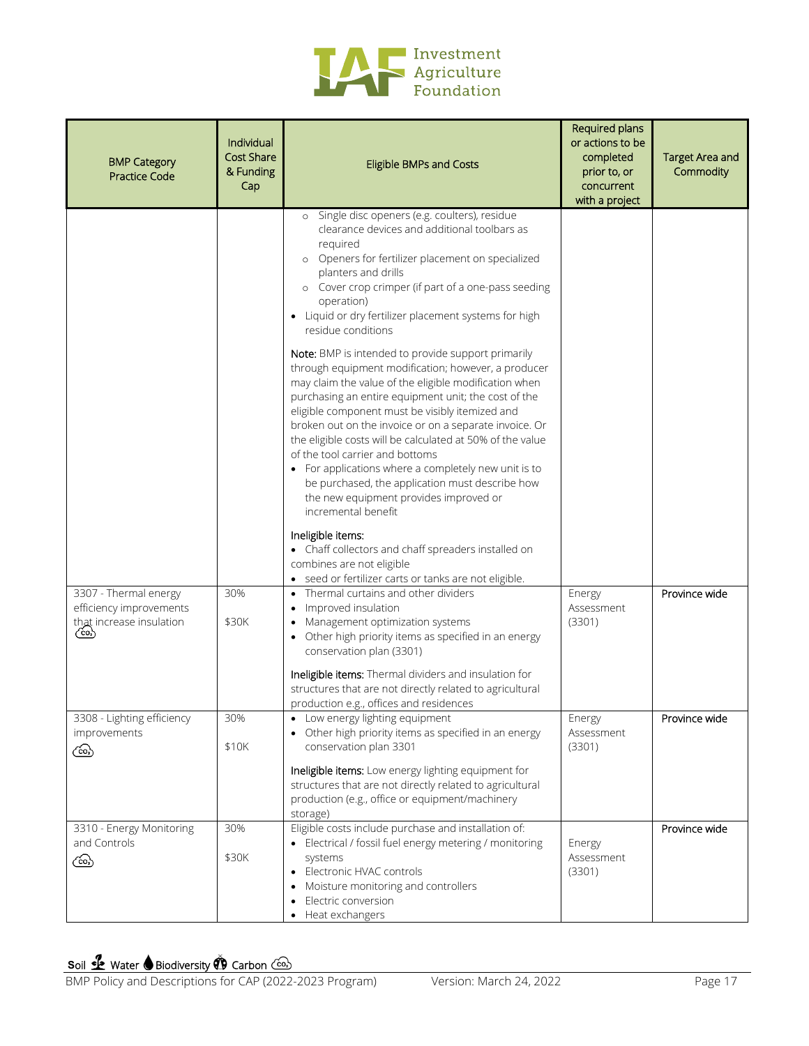| BMP Category Practice Code | Individual Cost Share & Funding Cap | Eligible BMPs and Costs | Required plans or actions to be completed prior to, or concurrent with a project | Target Area and Commodity |
|---|---|---|---|---|
| | | ○ Single disc openers (e.g. coulters), residue clearance devices and additional toolbars as required<br>○ Openers for fertilizer placement on specialized planters and drills<br>○ Cover crop crimper (if part of a one-pass seeding operation)<br>• Liquid or dry fertilizer placement systems for high residue conditions<br><br>**Note:** BMP is intended to provide support primarily through equipment modification; however, a producer may claim the value of the eligible modification when purchasing an entire equipment unit; the cost of the eligible component must be visibly itemized and broken out on the invoice or on a separate invoice. Or the eligible costs will be calculated at 50% of the value of the tool carrier and bottoms<br>• For applications where a completely new unit is to be purchased, the application must describe how the new equipment provides improved or incremental benefit<br><br>Ineligible items:<br>• Chaff collectors and chaff spreaders installed on combines are not eligible<br>• seed or fertilizer carts or tanks are not eligible. | | |
| 3307 - Thermal energy efficiency improvements that increase insulation (Carbon) | 30%<br><br>$30K | • Thermal curtains and other dividers<br>• Improved insulation<br>• Management optimization systems<br>• Other high priority items as specified in an energy conservation plan (3301)<br><br>**Ineligible items:** Thermal dividers and insulation for structures that are not directly related to agricultural production e.g., offices and residences | Energy Assessment (3301) | Province wide |
| 3308 - Lighting efficiency improvements (Carbon) | 30%<br><br>$10K | • Low energy lighting equipment<br>• Other high priority items as specified in an energy conservation plan 3301<br><br>**Ineligible items:** Low energy lighting equipment for structures that are not directly related to agricultural production (e.g., office or equipment/machinery storage) | Energy Assessment (3301) | Province wide |
| 3310 - Energy Monitoring and Controls (Carbon) | 30%<br><br>$30K | Eligible costs include purchase and installation of:<br>• Electrical / fossil fuel energy metering / monitoring systems<br>• Electronic HVAC controls<br>• Moisture monitoring and controllers<br>• Electric conversion<br>• Heat exchangers | Energy Assessment (3301) | Province wide |

Soil Water Biodiversity Carbon

BMP Policy and Descriptions for CAP (2022-2023 Program) Version: March 24, 2022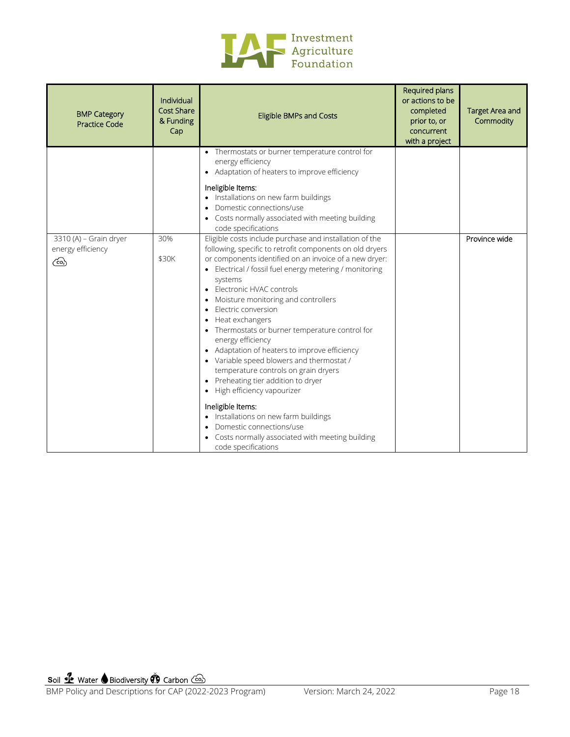| BMP Category Practice Code | Individual Cost Share & Funding Cap | Eligible BMPs and Costs | Required plans or actions to be completed prior to, or concurrent with a project | Target Area and Commodity |
|---|---|---|---|---|
| | | • Thermostats or burner temperature control for energy efficiency<br>• Adaptation of heaters to improve efficiency<br><br>Ineligible Items:<br>• Installations on new farm buildings<br>• Domestic connections/use<br>• Costs normally associated with meeting building code specifications | | |
| 3310 (A) – Grain dryer energy efficiency<br>$CO_2$ | 30%<br><br>$30K | Eligible costs include purchase and installation of the following, specific to retrofit components on old dryers or components identified on an invoice of a new dryer:<br>• Electrical / fossil fuel energy metering / monitoring systems<br>• Electronic HVAC controls<br>• Moisture monitoring and controllers<br>• Electric conversion<br>• Heat exchangers<br>• Thermostats or burner temperature control for energy efficiency<br>• Adaptation of heaters to improve efficiency<br>• Variable speed blowers and thermostat / temperature controls on grain dryers<br>• Preheating tier addition to dryer<br>• High efficiency vapourizer<br><br>Ineligible Items:<br>• Installations on new farm buildings<br>• Domestic connections/use<br>• Costs normally associated with meeting building code specifications | | Province wide |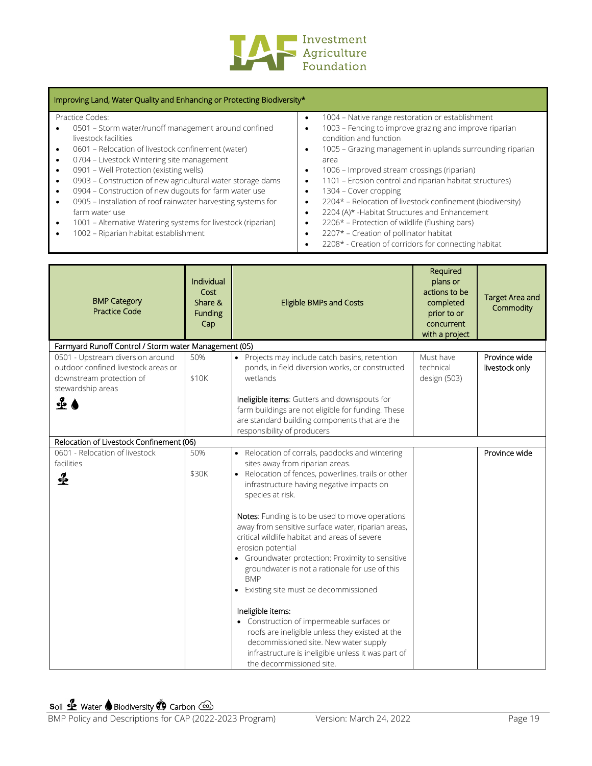## Improving Land, Water Quality and Enhancing or Protecting Biodiversity*

Practice Codes:

- 0501 – Storm water/runoff management around confined livestock facilities
- 0601 – Relocation of livestock confinement (water)
- 0704 – Livestock Wintering site management
- 0901 – Well Protection (existing wells)
- 0903 – Construction of new agricultural water storage dams
- 0904 – Construction of new dugouts for farm water use
- 0905 – Installation of roof rainwater harvesting systems for farm water use
- 1001 – Alternative Watering systems for livestock (riparian)
- 1002 – Riparian habitat establishment
- 1004 – Native range restoration or establishment
- 1003 – Fencing to improve grazing and improve riparian condition and function
- 1005 – Grazing management in uplands surrounding riparian area
- 1006 – Improved stream crossings (riparian)
- 1101 – Erosion control and riparian habitat structures)
- 1304 – Cover cropping
- 2204* – Relocation of livestock confinement (biodiversity)
- 2204 (A)* -Habitat Structures and Enhancement
- 2206* – Protection of wildlife (flushing bars)
- 2207* – Creation of pollinator habitat
- 2208* - Creation of corridors for connecting habitat

| BMP Category Practice Code | Individual Cost Share & Funding Cap | Eligible BMPs and Costs | Required plans or actions to be completed prior to or concurrent with a project | Target Area and Commodity |
|---|---|---|---|---|
| **Farmyard Runoff Control / Storm water Management (05)** | | | | |
| 0501 - Upstream diversion around outdoor confined livestock areas or downstream protection of stewardship areas (Soil, Water) | 50%<br><br>$10K | • Projects may include catch basins, retention ponds, in field diversion works, or constructed wetlands<br><br>**Ineligible items**: Gutters and downspouts for farm buildings are not eligible for funding. These are standard building components that are the responsibility of producers | Must have technical design (503) | Province wide livestock only |
| **Relocation of Livestock Confinement (06)** | | | | |
| 0601 - Relocation of livestock facilities (Soil) | 50%<br><br>$30K | • Relocation of corrals, paddocks and wintering sites away from riparian areas.<br>• Relocation of fences, powerlines, trails or other infrastructure having negative impacts on species at risk.<br><br>**Notes**: Funding is to be used to move operations away from sensitive surface water, riparian areas, critical wildlife habitat and areas of severe erosion potential<br>• Groundwater protection: Proximity to sensitive groundwater is not a rationale for use of this BMP<br>• Existing site must be decommissioned<br><br>**Ineligible items:**<br>• Construction of impermeable surfaces or roofs are ineligible unless they existed at the decommissioned site. New water supply infrastructure is ineligible unless it was part of the decommissioned site. | | Province wide |

Soil, Water, Biodiversity, Carbon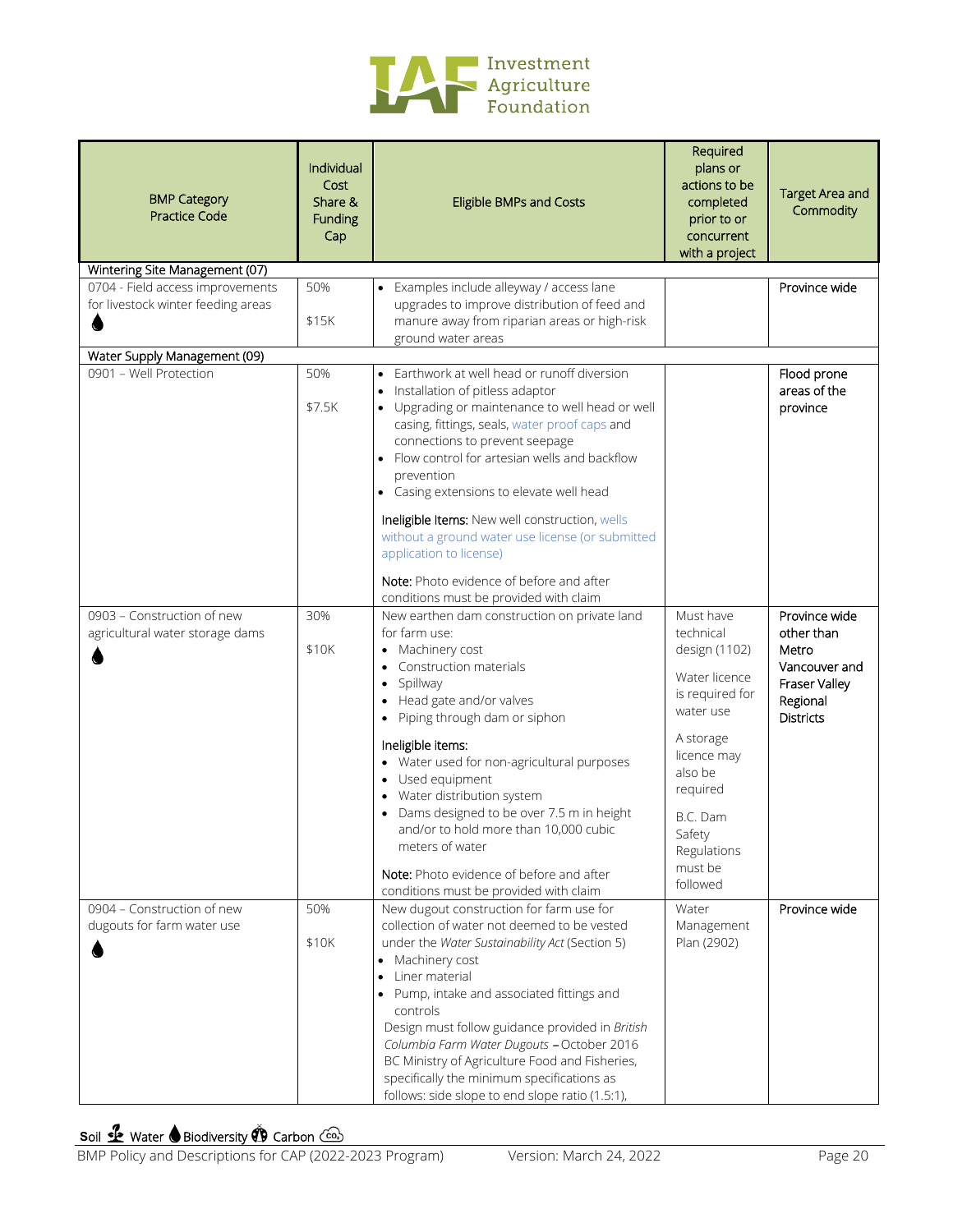| BMP Category Practice Code | Individual Cost Share & Funding Cap | Eligible BMPs and Costs | Required plans or actions to be completed prior to or concurrent with a project | Target Area and Commodity |
|---|---|---|---|---|
| **Wintering Site Management (07)** | | | | |
| 0704 - Field access improvements for livestock winter feeding areas 💧 | 50% <br> $15K | • Examples include alleyway / access lane upgrades to improve distribution of feed and manure away from riparian areas or high-risk ground water areas | | Province wide |
| **Water Supply Management (09)** | | | | |
| 0901 – Well Protection | 50% <br> $7.5K | • Earthwork at well head or runoff diversion <br> • Installation of pitless adaptor <br> • Upgrading or maintenance to well head or well casing, fittings, seals, water proof caps and connections to prevent seepage <br> • Flow control for artesian wells and backflow prevention <br> • Casing extensions to elevate well head <br><br> Ineligible Items: New well construction, wells without a ground water use license (or submitted application to license) <br><br> Note: Photo evidence of before and after conditions must be provided with claim | | Flood prone areas of the province |
| 0903 – Construction of new agricultural water storage dams 💧 | 30% <br> $10K | New earthen dam construction on private land for farm use: <br> • Machinery cost <br> • Construction materials <br> • Spillway <br> • Head gate and/or valves <br> • Piping through dam or siphon <br><br> Ineligible items: <br> • Water used for non-agricultural purposes <br> • Used equipment <br> • Water distribution system <br> • Dams designed to be over 7.5 m in height and/or to hold more than 10,000 cubic meters of water <br><br> Note: Photo evidence of before and after conditions must be provided with claim | Must have technical design (1102) <br><br> Water licence is required for water use <br><br> A storage licence may also be required <br><br> B.C. Dam Safety Regulations must be followed | Province wide other than Metro Vancouver and Fraser Valley Regional Districts |
| 0904 – Construction of new dugouts for farm water use 💧 | 50% <br> $10K | New dugout construction for farm use for collection of water not deemed to be vested under the *Water Sustainability Act* (Section 5) <br> • Machinery cost <br> • Liner material <br> • Pump, intake and associated fittings and controls <br> Design must follow guidance provided in *British Columbia Farm Water Dugouts* – October 2016 BC Ministry of Agriculture Food and Fisheries, specifically the minimum specifications as follows: side slope to end slope ratio (1.5:1), | Water Management Plan (2902) | Province wide |

Soil 🌱 Water 💧 Biodiversity 🐞 Carbon ☁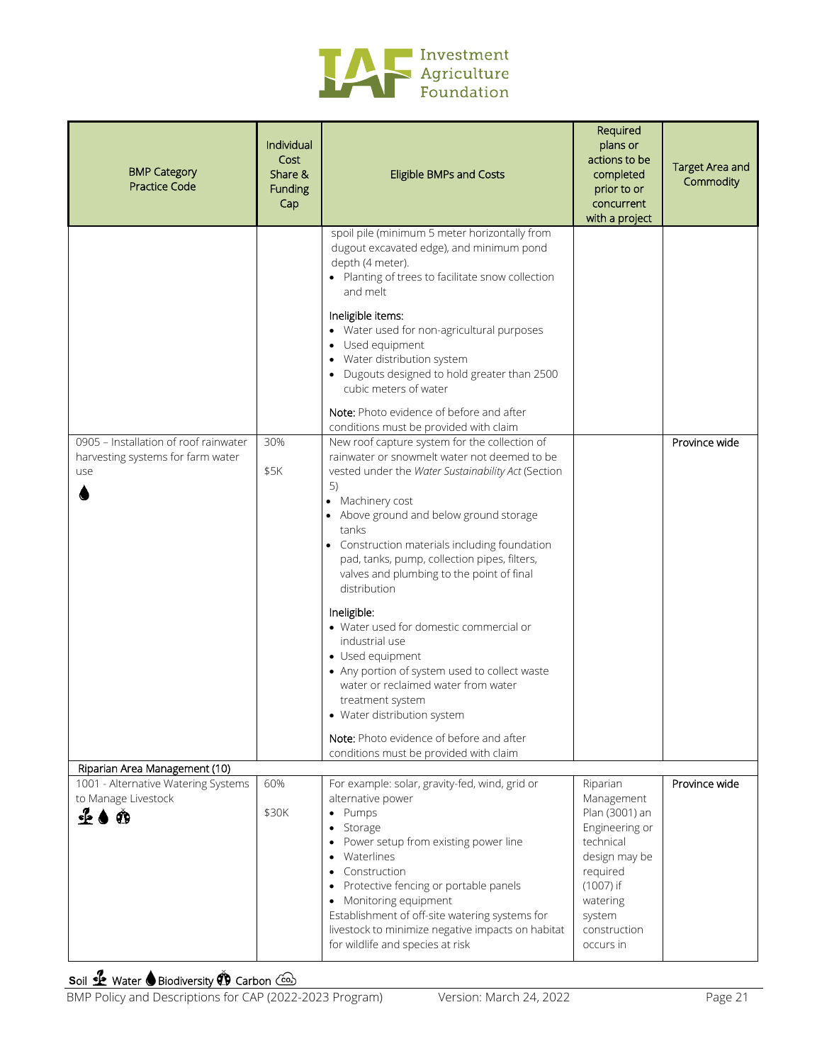| BMP Category Practice Code | Individual Cost Share & Funding Cap | Eligible BMPs and Costs | Required plans or actions to be completed prior to or concurrent with a project | Target Area and Commodity |
|---|---|---|---|---|
| | | spoil pile (minimum 5 meter horizontally from dugout excavated edge), and minimum pond depth (4 meter).<br>• Planting of trees to facilitate snow collection and melt<br><br>Ineligible items:<br>• Water used for non-agricultural purposes<br>• Used equipment<br>• Water distribution system<br>• Dugouts designed to hold greater than 2500 cubic meters of water<br><br>**Note:** Photo evidence of before and after conditions must be provided with claim | | |
| 0905 – Installation of roof rainwater harvesting systems for farm water use<br>(Water) | 30%<br><br>$5K | New roof capture system for the collection of rainwater or snowmelt water not deemed to be vested under the *Water Sustainability Act* (Section 5)<br>• Machinery cost<br>• Above ground and below ground storage tanks<br>• Construction materials including foundation pad, tanks, pump, collection pipes, filters, valves and plumbing to the point of final distribution<br><br>Ineligible:<br>• Water used for domestic commercial or industrial use<br>• Used equipment<br>• Any portion of system used to collect waste water or reclaimed water from water treatment system<br>• Water distribution system<br><br>**Note:** Photo evidence of before and after conditions must be provided with claim | | Province wide |
| Riparian Area Management (10) | | | | |
| 1001 - Alternative Watering Systems to Manage Livestock<br>(Soil, Water, Biodiversity) | 60%<br><br>$30K | For example: solar, gravity-fed, wind, grid or alternative power<br>• Pumps<br>• Storage<br>• Power setup from existing power line<br>• Waterlines<br>• Construction<br>• Protective fencing or portable panels<br>• Monitoring equipment<br>Establishment of off-site watering systems for livestock to minimize negative impacts on habitat for wildlife and species at risk | Riparian Management Plan (3001) an Engineering or technical design may be required (1007) if watering system construction occurs in | Province wide |

Soil Water Biodiversity Carbon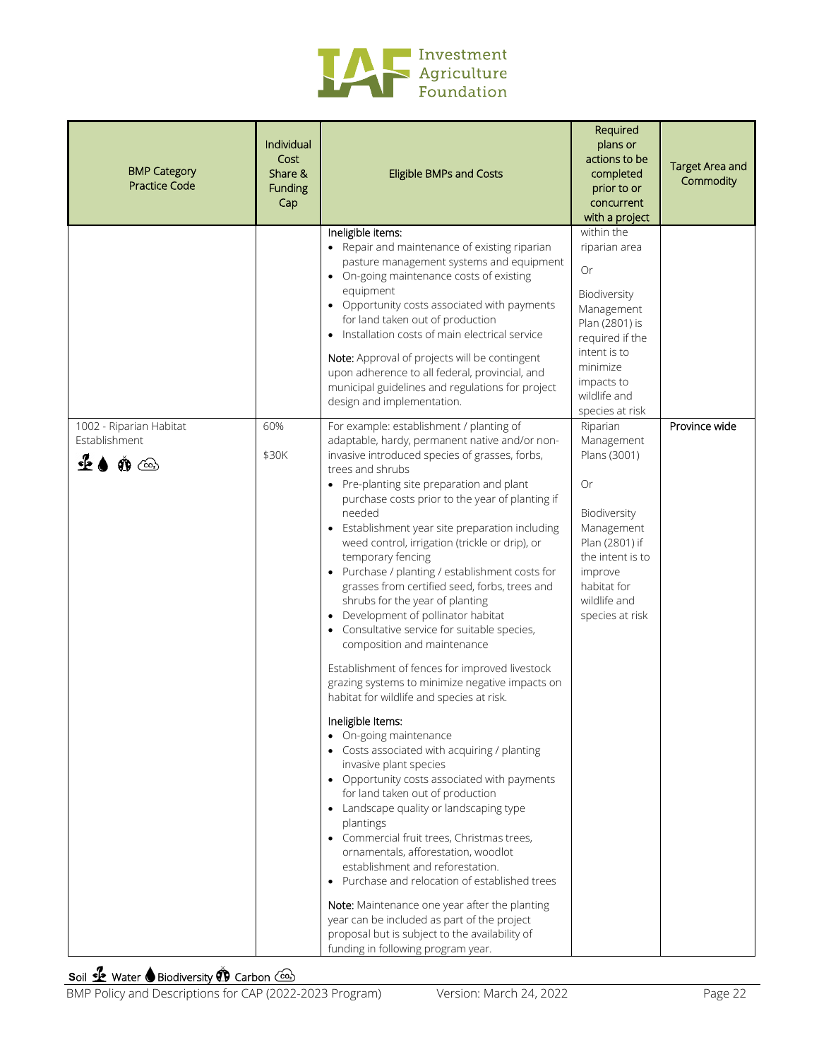| BMP Category Practice Code | Individual Cost Share & Funding Cap | Eligible BMPs and Costs | Required plans or actions to be completed prior to or concurrent with a project | Target Area and Commodity |
|---|---|---|---|---|
| | | **Ineligible items:**<br>• Repair and maintenance of existing riparian pasture management systems and equipment<br>• On-going maintenance costs of existing equipment<br>• Opportunity costs associated with payments for land taken out of production<br>• Installation costs of main electrical service<br><br>**Note:** Approval of projects will be contingent upon adherence to all federal, provincial, and municipal guidelines and regulations for project design and implementation. | within the riparian area<br><br>Or<br><br>Biodiversity Management Plan (2801) is required if the intent is to minimize impacts to wildlife and species at risk | |
| 1002 - Riparian Habitat Establishment<br>Soil, Water, Biodiversity, Carbon | 60%<br><br>$30K | For example: establishment / planting of adaptable, hardy, permanent native and/or non-invasive introduced species of grasses, forbs, trees and shrubs<br>• Pre-planting site preparation and plant purchase costs prior to the year of planting if needed<br>• Establishment year site preparation including weed control, irrigation (trickle or drip), or temporary fencing<br>• Purchase / planting / establishment costs for grasses from certified seed, forbs, trees and shrubs for the year of planting<br>• Development of pollinator habitat<br>• Consultative service for suitable species, composition and maintenance<br><br>Establishment of fences for improved livestock grazing systems to minimize negative impacts on habitat for wildlife and species at risk.<br><br>**Ineligible Items:**<br>• On-going maintenance<br>• Costs associated with acquiring / planting invasive plant species<br>• Opportunity costs associated with payments for land taken out of production<br>• Landscape quality or landscaping type plantings<br>• Commercial fruit trees, Christmas trees, ornamentals, afforestation, woodlot establishment and reforestation.<br>• Purchase and relocation of established trees<br><br>**Note:** Maintenance one year after the planting year can be included as part of the project proposal but is subject to the availability of funding in following program year. | Riparian Management Plans (3001)<br><br>Or<br><br>Biodiversity Management Plan (2801) if the intent is to improve habitat for wildlife and species at risk | Province wide |

Soil, Water, Biodiversity, Carbon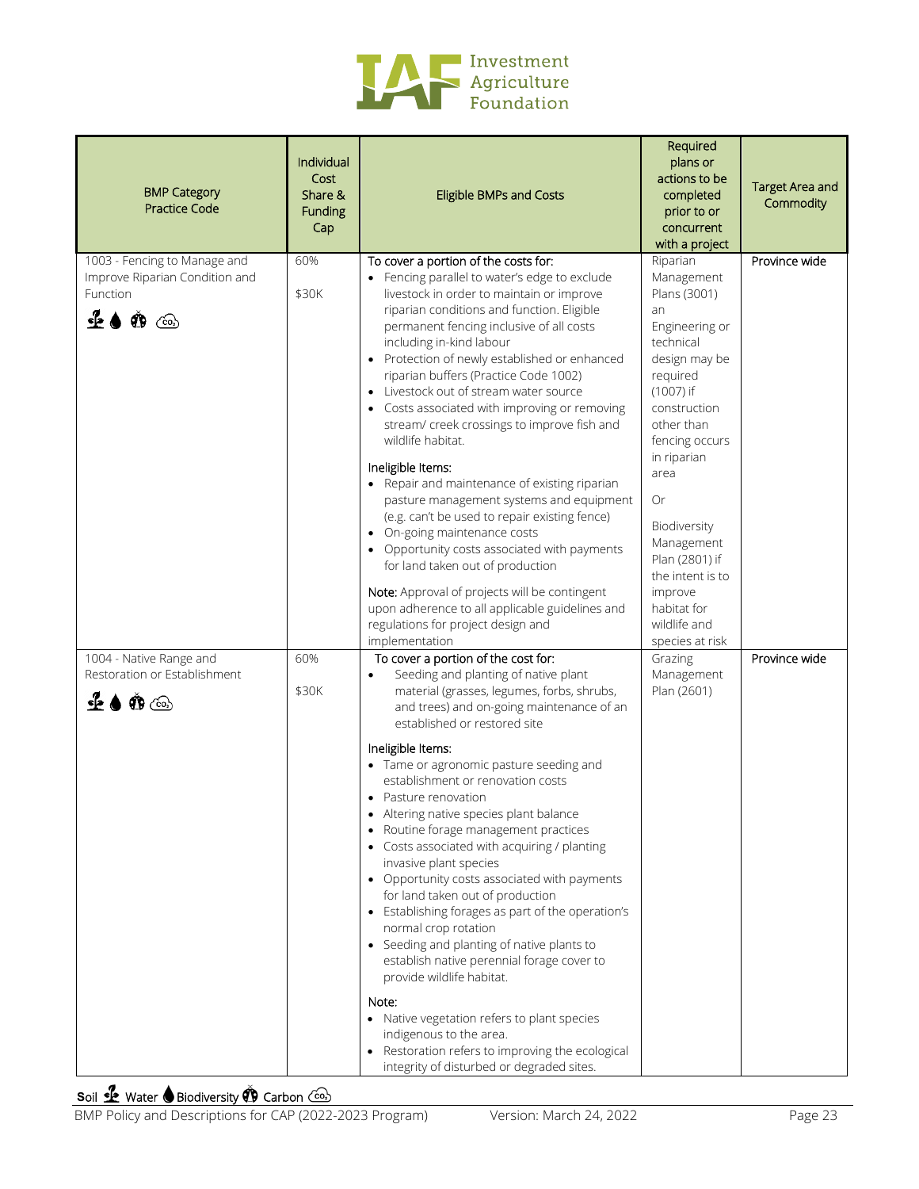| BMP Category Practice Code | Individual Cost Share & Funding Cap | Eligible BMPs and Costs | Required plans or actions to be completed prior to or concurrent with a project | Target Area and Commodity |
|---|---|---|---|---|
| 1003 - Fencing to Manage and Improve Riparian Condition and Function<br>Soil, Water, Biodiversity, Carbon | 60%<br><br>$30K | To cover a portion of the costs for:<br>• Fencing parallel to water's edge to exclude livestock in order to maintain or improve riparian conditions and function. Eligible permanent fencing inclusive of all costs including in-kind labour<br>• Protection of newly established or enhanced riparian buffers (Practice Code 1002)<br>• Livestock out of stream water source<br>• Costs associated with improving or removing stream/ creek crossings to improve fish and wildlife habitat.<br><br>Ineligible Items:<br>• Repair and maintenance of existing riparian pasture management systems and equipment (e.g. can't be used to repair existing fence)<br>• On-going maintenance costs<br>• Opportunity costs associated with payments for land taken out of production<br><br>**Note:** Approval of projects will be contingent upon adherence to all applicable guidelines and regulations for project design and implementation | Riparian Management Plans (3001) an Engineering or technical design may be required (1007) if construction other than fencing occurs in riparian area<br><br>Or<br><br>Biodiversity Management Plan (2801) if the intent is to improve habitat for wildlife and species at risk | Province wide |
| 1004 - Native Range and Restoration or Establishment<br>Soil, Water, Biodiversity, Carbon | 60%<br><br>$30K | To cover a portion of the cost for:<br>• Seeding and planting of native plant material (grasses, legumes, forbs, shrubs, and trees) and on-going maintenance of an established or restored site<br><br>Ineligible Items:<br>• Tame or agronomic pasture seeding and establishment or renovation costs<br>• Pasture renovation<br>• Altering native species plant balance<br>• Routine forage management practices<br>• Costs associated with acquiring / planting invasive plant species<br>• Opportunity costs associated with payments for land taken out of production<br>• Establishing forages as part of the operation's normal crop rotation<br>• Seeding and planting of native plants to establish native perennial forage cover to provide wildlife habitat.<br><br>Note:<br>• Native vegetation refers to plant species indigenous to the area.<br>• Restoration refers to improving the ecological integrity of disturbed or degraded sites. | Grazing Management Plan (2601) | Province wide |

Soil Water Biodiversity Carbon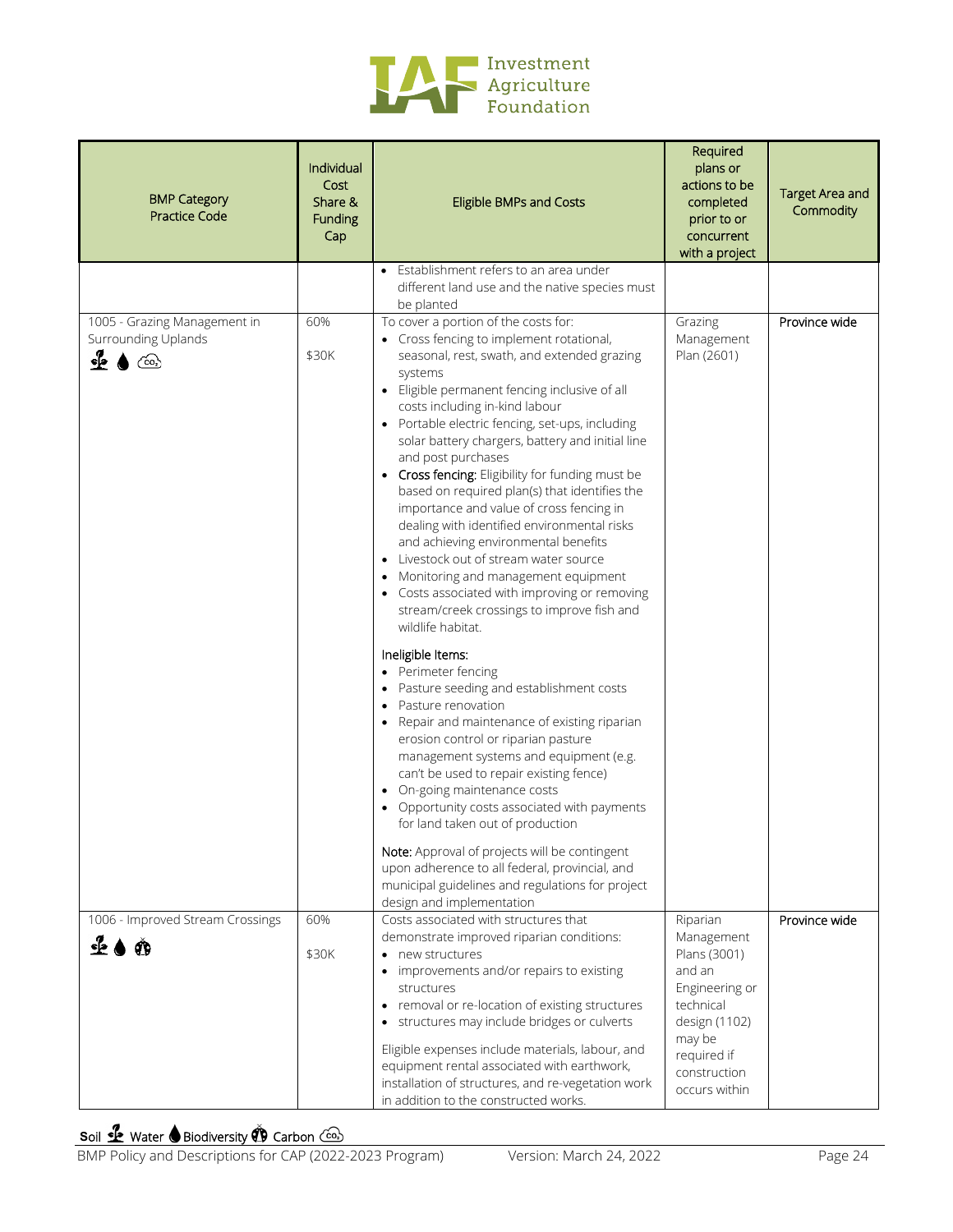| BMP Category Practice Code | Individual Cost Share & Funding Cap | Eligible BMPs and Costs | Required plans or actions to be completed prior to or concurrent with a project | Target Area and Commodity |
|---|---|---|---|---|
| | | • Establishment refers to an area under different land use and the native species must be planted | | |
| 1005 - Grazing Management in Surrounding Uplands (Soil, Water, Carbon) | 60%<br>$30K | To cover a portion of the costs for:<br>• Cross fencing to implement rotational, seasonal, rest, swath, and extended grazing systems<br>• Eligible permanent fencing inclusive of all costs including in-kind labour<br>• Portable electric fencing, set-ups, including solar battery chargers, battery and initial line and post purchases<br>• **Cross fencing:** Eligibility for funding must be based on required plan(s) that identifies the importance and value of cross fencing in dealing with identified environmental risks and achieving environmental benefits<br>• Livestock out of stream water source<br>• Monitoring and management equipment<br>• Costs associated with improving or removing stream/creek crossings to improve fish and wildlife habitat.<br><br>Ineligible Items:<br>• Perimeter fencing<br>• Pasture seeding and establishment costs<br>• Pasture renovation<br>• Repair and maintenance of existing riparian erosion control or riparian pasture management systems and equipment (e.g. can't be used to repair existing fence)<br>• On-going maintenance costs<br>• Opportunity costs associated with payments for land taken out of production<br><br>**Note:** Approval of projects will be contingent upon adherence to all federal, provincial, and municipal guidelines and regulations for project design and implementation | Grazing Management Plan (2601) | Province wide |
| 1006 - Improved Stream Crossings (Soil, Water, Biodiversity) | 60%<br>$30K | Costs associated with structures that demonstrate improved riparian conditions:<br>• new structures<br>• improvements and/or repairs to existing structures<br>• removal or re-location of existing structures<br>• structures may include bridges or culverts<br><br>Eligible expenses include materials, labour, and equipment rental associated with earthwork, installation of structures, and re-vegetation work in addition to the constructed works. | Riparian Management Plans (3001) and an Engineering or technical design (1102) may be required if construction occurs within | Province wide |

Soil, Water, Biodiversity, Carbon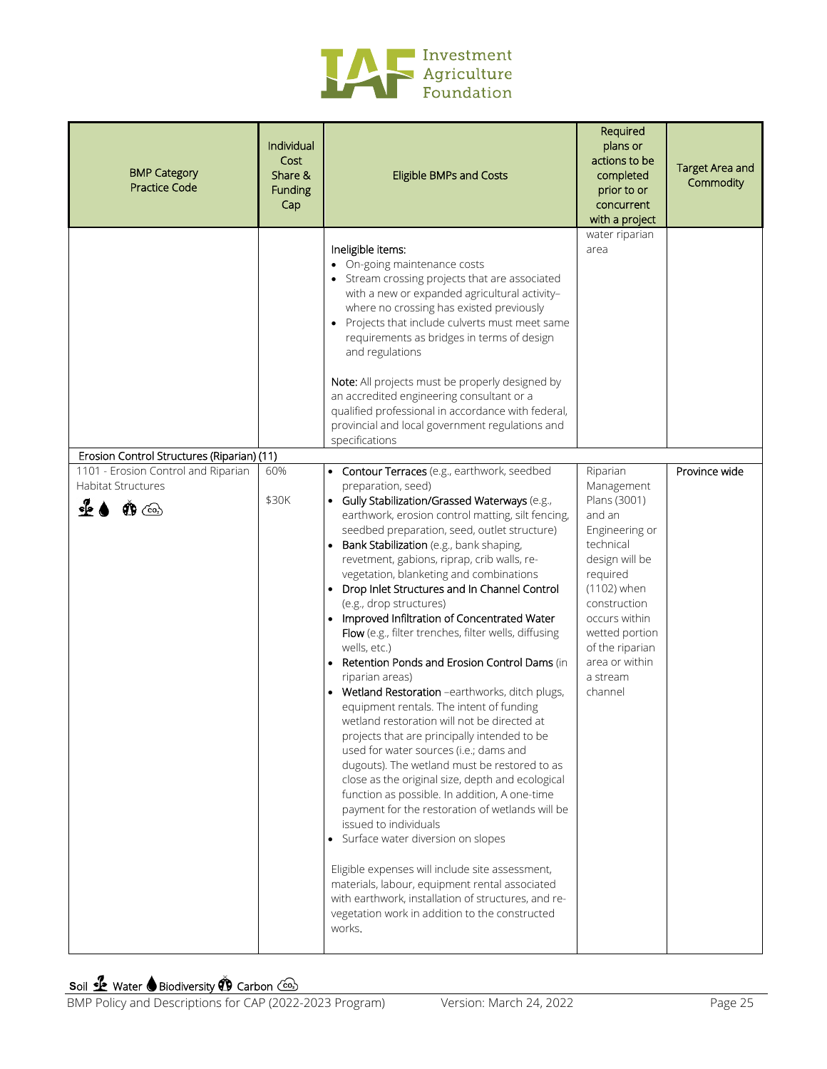| BMP Category Practice Code | Individual Cost Share & Funding Cap | Eligible BMPs and Costs | Required plans or actions to be completed prior to or concurrent with a project | Target Area and Commodity |
|---|---|---|---|---|
| | | Ineligible items:<br>• On-going maintenance costs<br>• Stream crossing projects that are associated with a new or expanded agricultural activity–where no crossing has existed previously<br>• Projects that include culverts must meet same requirements as bridges in terms of design and regulations<br><br>Note: All projects must be properly designed by an accredited engineering consultant or a qualified professional in accordance with federal, provincial and local government regulations and specifications | water riparian area | |
| **Erosion Control Structures (Riparian) (11)** | | | | |
| 1101 - Erosion Control and Riparian Habitat Structures<br>Soil Water Biodiversity Carbon | 60%<br><br>$30K | • **Contour Terraces** (e.g., earthwork, seedbed preparation, seed)<br>• **Gully Stabilization/Grassed Waterways** (e.g., earthwork, erosion control matting, silt fencing, seedbed preparation, seed, outlet structure)<br>• **Bank Stabilization** (e.g., bank shaping, revetment, gabions, riprap, crib walls, re-vegetation, blanketing and combinations<br>• **Drop Inlet Structures and In Channel Control** (e.g., drop structures)<br>• **Improved Infiltration of Concentrated Water Flow** (e.g., filter trenches, filter wells, diffusing wells, etc.)<br>• **Retention Ponds and Erosion Control Dams** (in riparian areas)<br>• **Wetland Restoration** –earthworks, ditch plugs, equipment rentals. The intent of funding wetland restoration will not be directed at projects that are principally intended to be used for water sources (i.e.; dams and dugouts). The wetland must be restored to as close as the original size, depth and ecological function as possible. In addition, A one-time payment for the restoration of wetlands will be issued to individuals<br>• Surface water diversion on slopes<br><br>Eligible expenses will include site assessment, materials, labour, equipment rental associated with earthwork, installation of structures, and re-vegetation work in addition to the constructed works. | Riparian Management Plans (3001) and an Engineering or technical design will be required (1102) when construction occurs within wetted portion of the riparian area or within a stream channel | Province wide |

Soil Water Biodiversity Carbon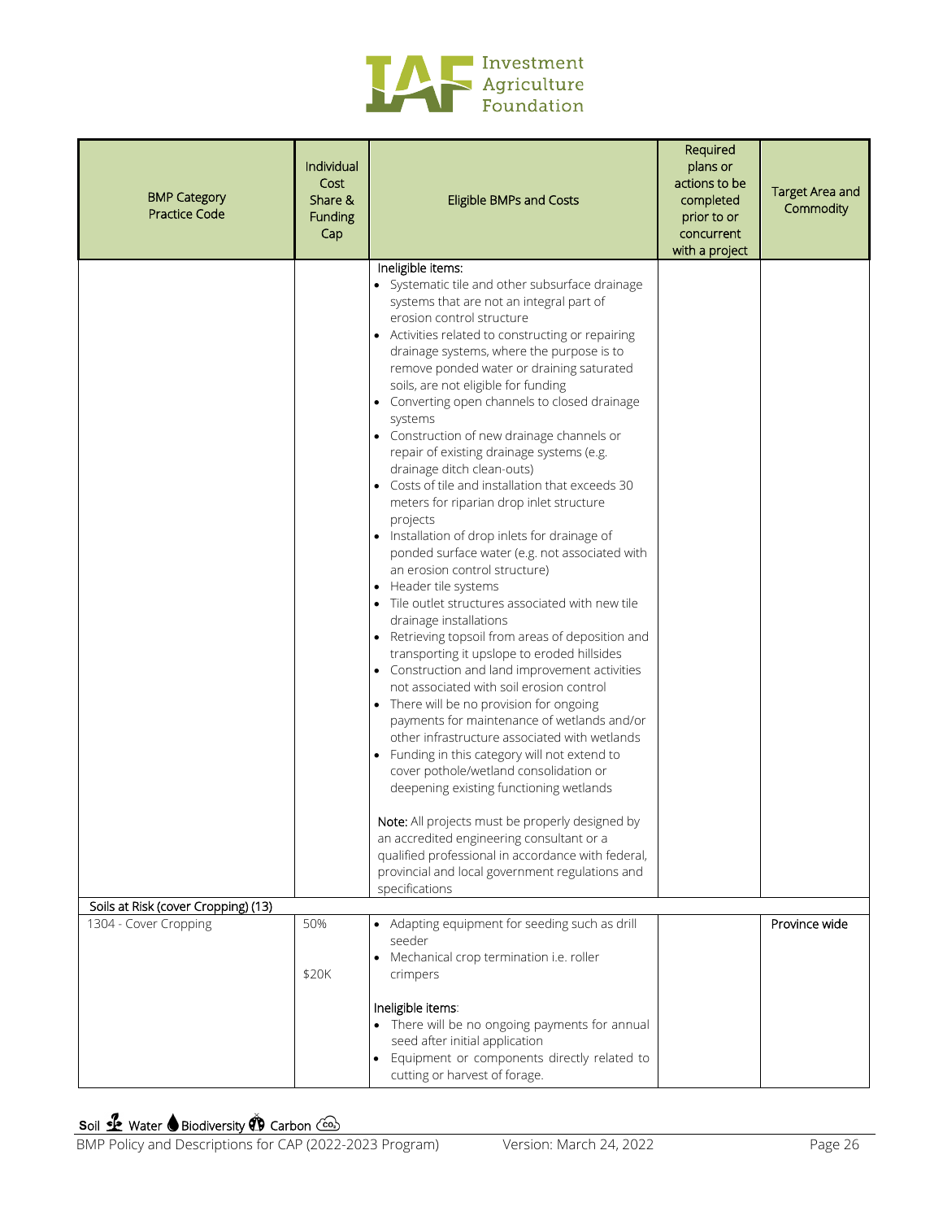| BMP Category<br>Practice Code | Individual Cost Share & Funding Cap | Eligible BMPs and Costs | Required plans or actions to be completed prior to or concurrent with a project | Target Area and Commodity |
|---|---|---|---|---|
| | | Ineligible items:<br>• Systematic tile and other subsurface drainage systems that are not an integral part of erosion control structure<br>• Activities related to constructing or repairing drainage systems, where the purpose is to remove ponded water or draining saturated soils, are not eligible for funding<br>• Converting open channels to closed drainage systems<br>• Construction of new drainage channels or repair of existing drainage systems (e.g. drainage ditch clean-outs)<br>• Costs of tile and installation that exceeds 30 meters for riparian drop inlet structure projects<br>• Installation of drop inlets for drainage of ponded surface water (e.g. not associated with an erosion control structure)<br>• Header tile systems<br>• Tile outlet structures associated with new tile drainage installations<br>• Retrieving topsoil from areas of deposition and transporting it upslope to eroded hillsides<br>• Construction and land improvement activities not associated with soil erosion control<br>• There will be no provision for ongoing payments for maintenance of wetlands and/or other infrastructure associated with wetlands<br>• Funding in this category will not extend to cover pothole/wetland consolidation or deepening existing functioning wetlands<br><br>Note: All projects must be properly designed by an accredited engineering consultant or a qualified professional in accordance with federal, provincial and local government regulations and specifications | | |
| Soils at Risk (cover Cropping) (13) | | | | |
| 1304 - Cover Cropping | 50%<br><br>$20K | • Adapting equipment for seeding such as drill seeder<br>• Mechanical crop termination i.e. roller crimpers<br><br>Ineligible items:<br>• There will be no ongoing payments for annual seed after initial application<br>• Equipment or components directly related to cutting or harvest of forage. | | Province wide |

Soil Water Biodiversity Carbon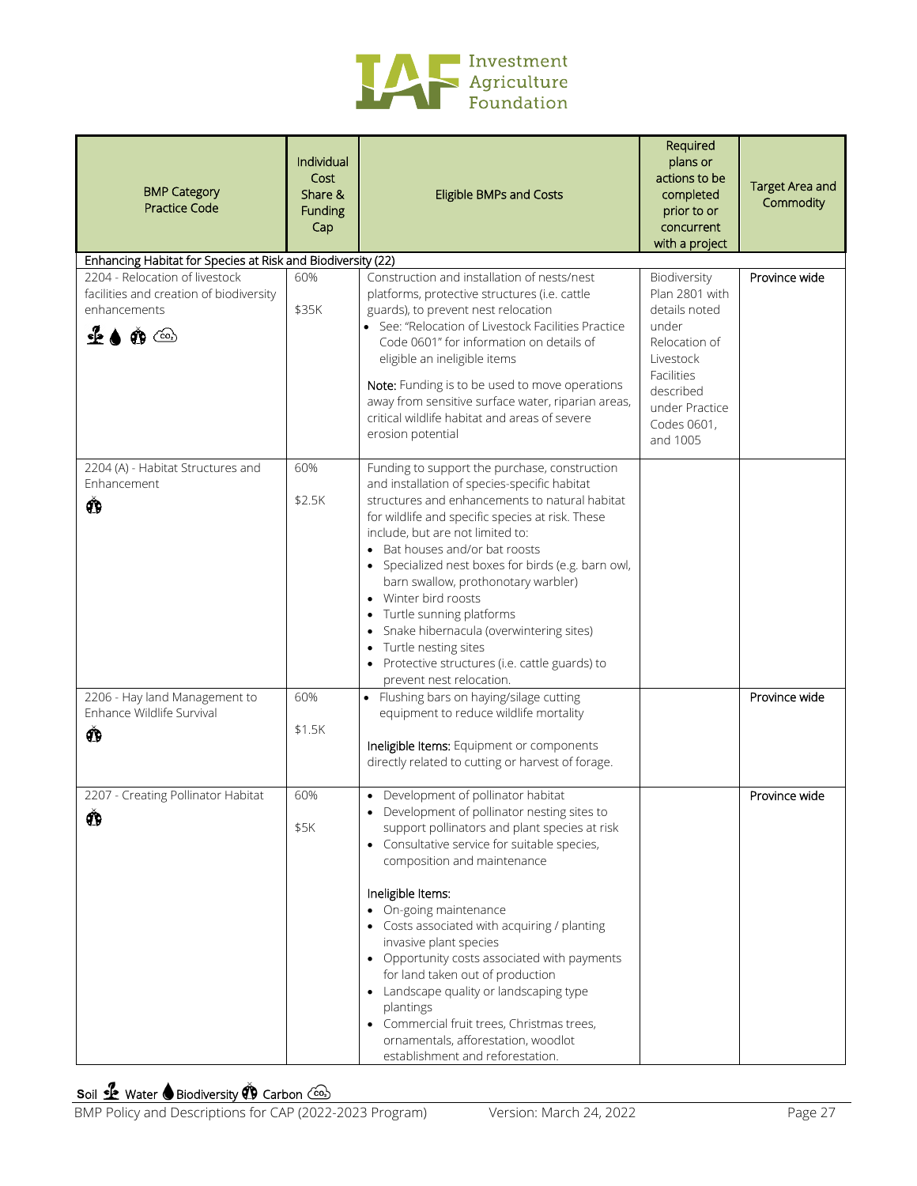| BMP Category<br>Practice Code | Individual Cost Share & Funding Cap | Eligible BMPs and Costs | Required plans or actions to be completed prior to or concurrent with a project | Target Area and Commodity |
|---|---|---|---|---|
| **Enhancing Habitat for Species at Risk and Biodiversity (22)** | | | | |
| 2204 - Relocation of livestock facilities and creation of biodiversity enhancements<br>Soil, Water, Biodiversity, Carbon | 60%<br><br>$35K | Construction and installation of nests/nest platforms, protective structures (i.e. cattle guards), to prevent nest relocation<br>• See: "Relocation of Livestock Facilities Practice Code 0601" for information on details of eligible an ineligible items<br><br>Note: Funding is to be used to move operations away from sensitive surface water, riparian areas, critical wildlife habitat and areas of severe erosion potential | Biodiversity Plan 2801 with details noted under Relocation of Livestock Facilities described under Practice Codes 0601, and 1005 | Province wide |
| 2204 (A) - Habitat Structures and Enhancement<br>Biodiversity | 60%<br><br>$2.5K | Funding to support the purchase, construction and installation of species-specific habitat structures and enhancements to natural habitat for wildlife and specific species at risk. These include, but are not limited to:<br>• Bat houses and/or bat roosts<br>• Specialized nest boxes for birds (e.g. barn owl, barn swallow, prothonotary warbler)<br>• Winter bird roosts<br>• Turtle sunning platforms<br>• Snake hibernacula (overwintering sites)<br>• Turtle nesting sites<br>• Protective structures (i.e. cattle guards) to prevent nest relocation. | | |
| 2206 - Hay land Management to Enhance Wildlife Survival<br>Biodiversity | 60%<br><br>$1.5K | • Flushing bars on haying/silage cutting equipment to reduce wildlife mortality<br><br>Ineligible Items: Equipment or components directly related to cutting or harvest of forage. | | Province wide |
| 2207 - Creating Pollinator Habitat<br>Biodiversity | 60%<br><br>$5K | • Development of pollinator habitat<br>• Development of pollinator nesting sites to support pollinators and plant species at risk<br>• Consultative service for suitable species, composition and maintenance<br><br>Ineligible Items:<br>• On-going maintenance<br>• Costs associated with acquiring / planting invasive plant species<br>• Opportunity costs associated with payments for land taken out of production<br>• Landscape quality or landscaping type plantings<br>• Commercial fruit trees, Christmas trees, ornamentals, afforestation, woodlot establishment and reforestation. | | Province wide |

Soil Water Biodiversity Carbon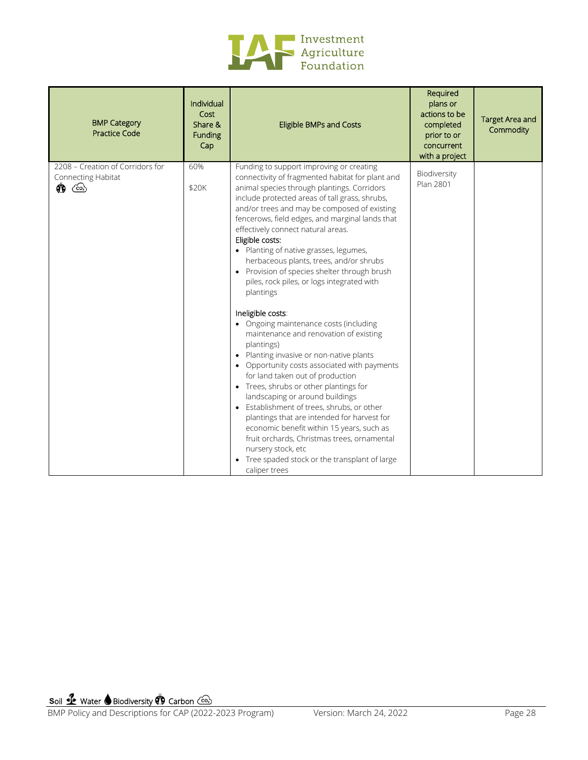| BMP Category Practice Code | Individual Cost Share & Funding Cap | Eligible BMPs and Costs | Required plans or actions to be completed prior to or concurrent with a project | Target Area and Commodity |
|---|---|---|---|---|
| 2208 – Creation of Corridors for Connecting Habitat (Biodiversity, Carbon) | 60%<br><br>$20K | Funding to support improving or creating connectivity of fragmented habitat for plant and animal species through plantings. Corridors include protected areas of tall grass, shrubs, and/or trees and may be composed of existing fencerows, field edges, and marginal lands that effectively connect natural areas.<br>Eligible costs:<br>• Planting of native grasses, legumes, herbaceous plants, trees, and/or shrubs<br>• Provision of species shelter through brush piles, rock piles, or logs integrated with plantings<br><br>Ineligible costs:<br>• Ongoing maintenance costs (including maintenance and renovation of existing plantings)<br>• Planting invasive or non-native plants<br>• Opportunity costs associated with payments for land taken out of production<br>• Trees, shrubs or other plantings for landscaping or around buildings<br>• Establishment of trees, shrubs, or other plantings that are intended for harvest for economic benefit within 15 years, such as fruit orchards, Christmas trees, ornamental nursery stock, etc<br>• Tree spaded stock or the transplant of large caliper trees | Biodiversity Plan 2801 | |

Soil Water Biodiversity Carbon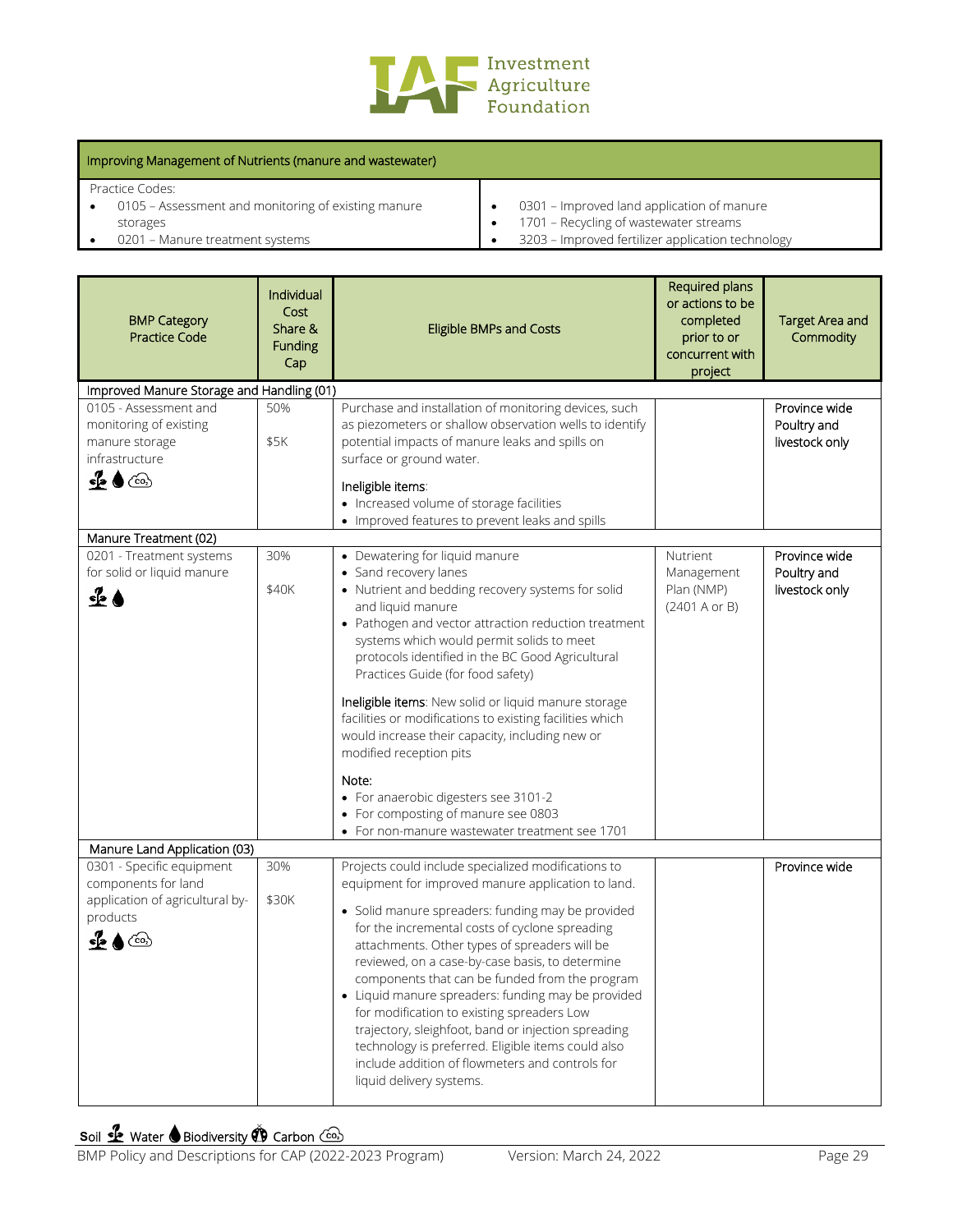| Improving Management of Nutrients (manure and wastewater) | |
|---|---|
| Practice Codes:<br>• 0105 – Assessment and monitoring of existing manure storages<br>• 0201 – Manure treatment systems | • 0301 – Improved land application of manure<br>• 1701 – Recycling of wastewater streams<br>• 3203 – Improved fertilizer application technology |

| BMP Category Practice Code | Individual Cost Share & Funding Cap | Eligible BMPs and Costs | Required plans or actions to be completed prior to or concurrent with project | Target Area and Commodity |
|---|---|---|---|---|
| **Improved Manure Storage and Handling (01)** | | | | |
| 0105 - Assessment and monitoring of existing manure storage infrastructure<br>Soil, Water, Carbon | 50%<br>$5K | Purchase and installation of monitoring devices, such as piezometers or shallow observation wells to identify potential impacts of manure leaks and spills on surface or ground water.<br>Ineligible items:<br>• Increased volume of storage facilities<br>• Improved features to prevent leaks and spills | | Province wide<br>Poultry and livestock only |
| **Manure Treatment (02)** | | | | |
| 0201 - Treatment systems for solid or liquid manure<br>Soil, Water | 30%<br>$40K | • Dewatering for liquid manure<br>• Sand recovery lanes<br>• Nutrient and bedding recovery systems for solid and liquid manure<br>• Pathogen and vector attraction reduction treatment systems which would permit solids to meet protocols identified in the BC Good Agricultural Practices Guide (for food safety)<br>**Ineligible items**: New solid or liquid manure storage facilities or modifications to existing facilities which would increase their capacity, including new or modified reception pits<br>Note:<br>• For anaerobic digesters see 3101-2<br>• For composting of manure see 0803<br>• For non-manure wastewater treatment see 1701 | Nutrient Management Plan (NMP) (2401 A or B) | Province wide<br>Poultry and livestock only |
| **Manure Land Application (03)** | | | | |
| 0301 - Specific equipment components for land application of agricultural by-products<br>Soil, Water, Carbon | 30%<br>$30K | Projects could include specialized modifications to equipment for improved manure application to land.<br>• Solid manure spreaders: funding may be provided for the incremental costs of cyclone spreading attachments. Other types of spreaders will be reviewed, on a case-by-case basis, to determine components that can be funded from the program<br>• Liquid manure spreaders: funding may be provided for modification to existing spreaders Low trajectory, sleighfoot, band or injection spreading technology is preferred. Eligible items could also include addition of flowmeters and controls for liquid delivery systems. | | Province wide |

Soil, Water, Biodiversity, Carbon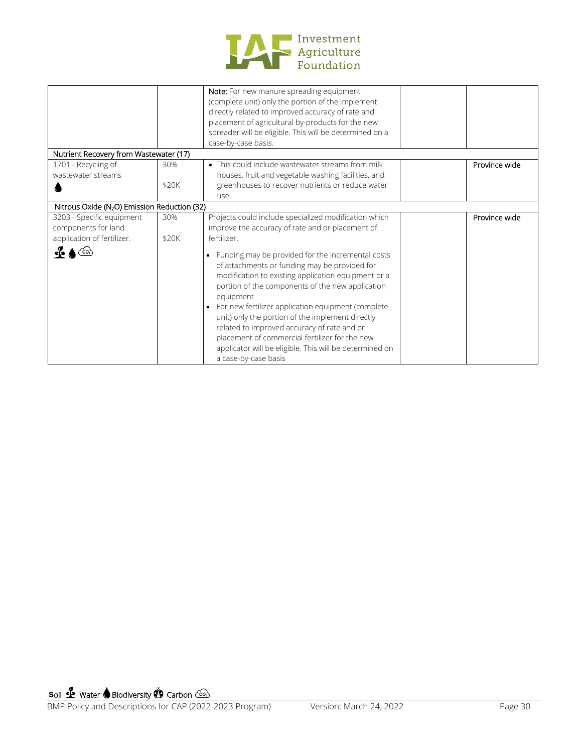| | | | | |
|---|---|---|---|---|
| | | **Note:** For new manure spreading equipment (complete unit) only the portion of the implement directly related to improved accuracy of rate and placement of agricultural by-products for the new spreader will be eligible. This will be determined on a case-by-case basis. | | |
| Nutrient Recovery from Wastewater (17) | | | | |
| 1701 - Recycling of wastewater streams 💧 | 30%<br>$20K | • This could include wastewater streams from milk houses, fruit and vegetable washing facilities, and greenhouses to recover nutrients or reduce water use | | Province wide |
| Nitrous Oxide ($N_2O$) Emission Reduction (32) | | | | |
| 3203 - Specific equipment components for land application of fertilizer. 🌱 💧 ☁️ | 30%<br>$20K | Projects could include specialized modification which improve the accuracy of rate and or placement of fertilizer.<br>• Funding may be provided for the incremental costs of attachments or funding may be provided for modification to existing application equipment or a portion of the components of the new application equipment<br>• For new fertilizer application equipment (complete unit) only the portion of the implement directly related to improved accuracy of rate and or placement of commercial fertilizer for the new applicator will be eligible. This will be determined on a case-by-case basis | | Province wide |

Soil 🌱 Water 💧 Biodiversity 🐞 Carbon ☁️

BMP Policy and Descriptions for CAP (2022-2023 Program) Version: March 24, 2022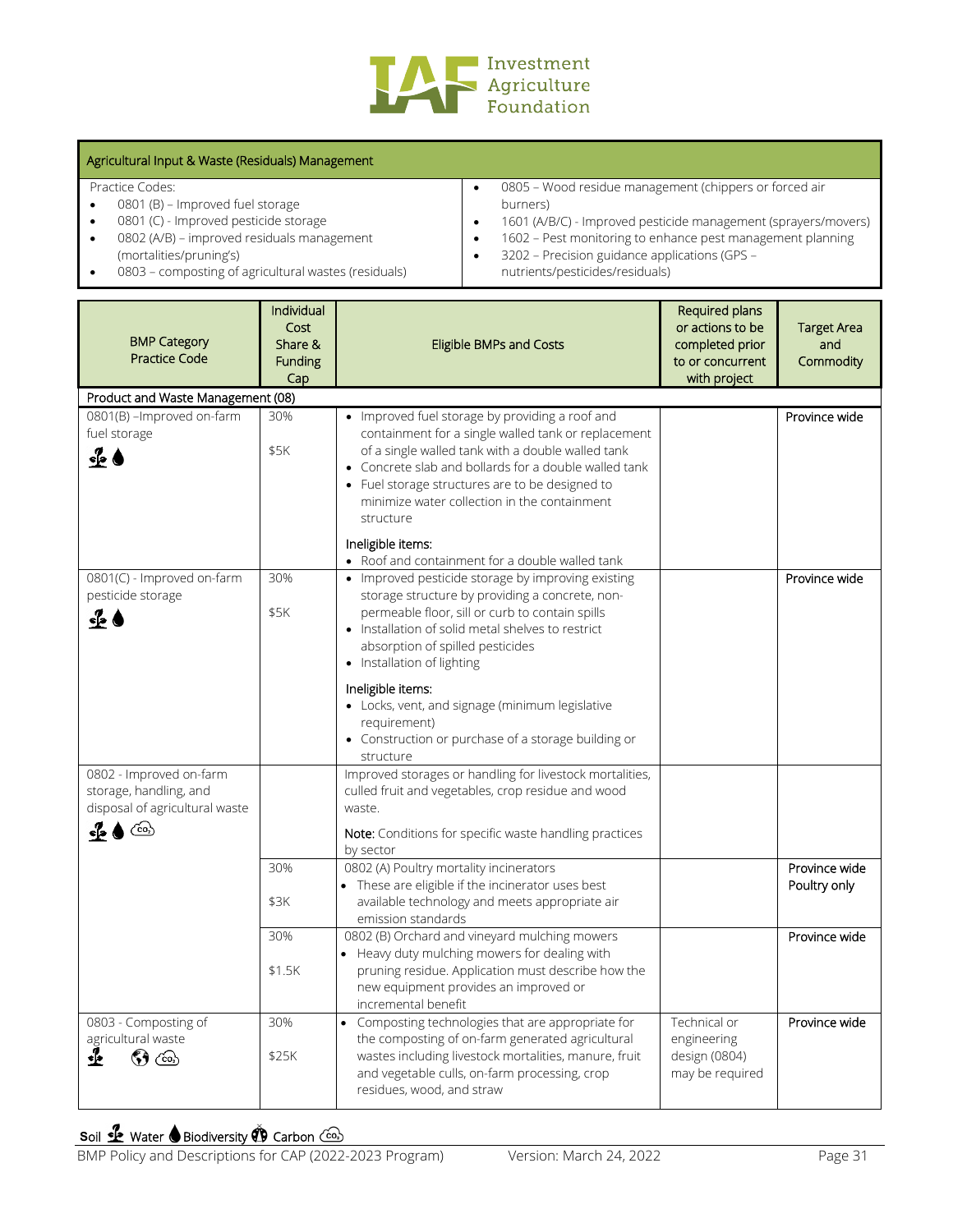Investment Agriculture Foundation

| Agricultural Input & Waste (Residuals) Management | |
|---|---|
| Practice Codes:<br>• 0801 (B) – Improved fuel storage<br>• 0801 (C) - Improved pesticide storage<br>• 0802 (A/B) – improved residuals management (mortalities/pruning's)<br>• 0803 – composting of agricultural wastes (residuals) | • 0805 – Wood residue management (chippers or forced air burners)<br>• 1601 (A/B/C) - Improved pesticide management (sprayers/movers)<br>• 1602 – Pest monitoring to enhance pest management planning<br>• 3202 – Precision guidance applications (GPS – nutrients/pesticides/residuals) |

| BMP Category Practice Code | Individual Cost Share & Funding Cap | Eligible BMPs and Costs | Required plans or actions to be completed prior to or concurrent with project | Target Area and Commodity |
|---|---|---|---|---|
| **Product and Waste Management (08)** | | | | |
| 0801(B) –Improved on-farm fuel storage<br>Soil, Water | 30%<br><br>$5K | • Improved fuel storage by providing a roof and containment for a single walled tank or replacement of a single walled tank with a double walled tank<br>• Concrete slab and bollards for a double walled tank<br>• Fuel storage structures are to be designed to minimize water collection in the containment structure<br><br>Ineligible items:<br>• Roof and containment for a double walled tank | | Province wide |
| 0801(C) - Improved on-farm pesticide storage<br>Soil, Water | 30%<br><br>$5K | • Improved pesticide storage by improving existing storage structure by providing a concrete, non-permeable floor, sill or curb to contain spills<br>• Installation of solid metal shelves to restrict absorption of spilled pesticides<br>• Installation of lighting<br><br>Ineligible items:<br>• Locks, vent, and signage (minimum legislative requirement)<br>• Construction or purchase of a storage building or structure | | Province wide |
| 0802 - Improved on-farm storage, handling, and disposal of agricultural waste<br>Soil, Water, Carbon | | Improved storages or handling for livestock mortalities, culled fruit and vegetables, crop residue and wood waste.<br><br>**Note:** Conditions for specific waste handling practices by sector | | |
| | 30%<br><br>$3K | 0802 (A) Poultry mortality incinerators<br>• These are eligible if the incinerator uses best available technology and meets appropriate air emission standards | | Province wide Poultry only |
| | 30%<br><br>$1.5K | 0802 (B) Orchard and vineyard mulching mowers<br>• Heavy duty mulching mowers for dealing with pruning residue. Application must describe how the new equipment provides an improved or incremental benefit | | Province wide |
| 0803 - Composting of agricultural waste<br>Soil, Biodiversity, Carbon | 30%<br><br>$25K | • Composting technologies that are appropriate for the composting of on-farm generated agricultural wastes including livestock mortalities, manure, fruit and vegetable culls, on-farm processing, crop residues, wood, and straw | Technical or engineering design (0804) may be required | Province wide |

Soil, Water, Biodiversity, Carbon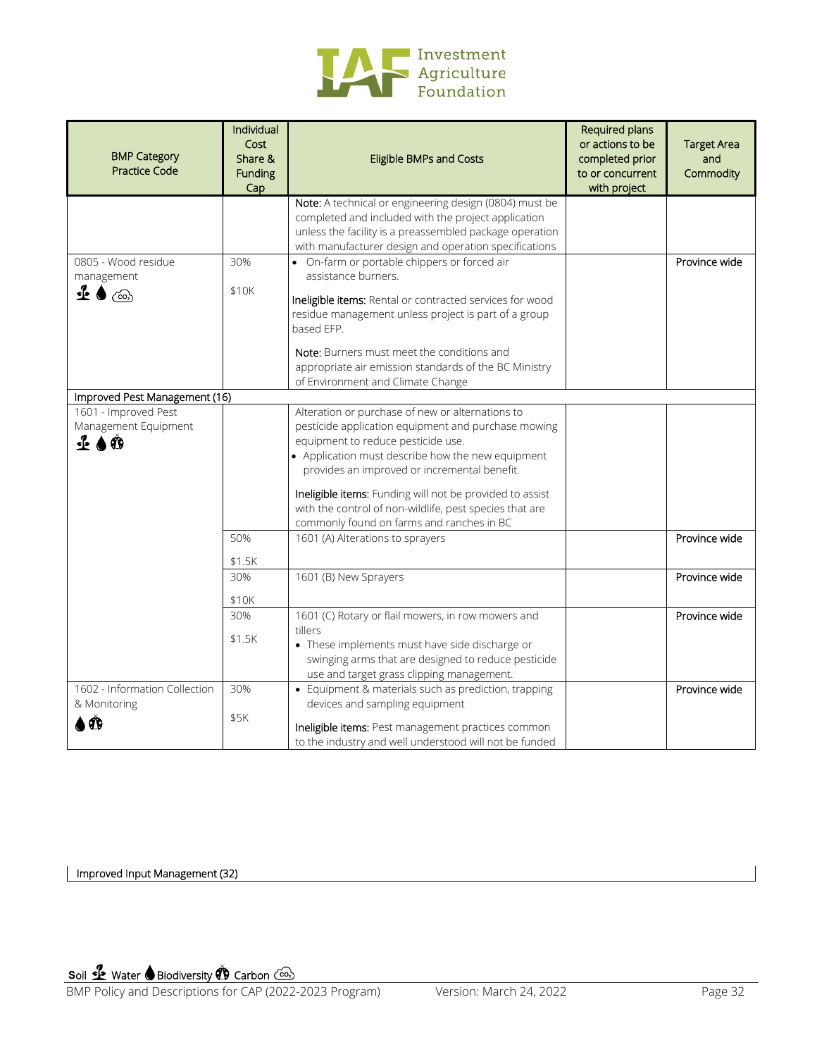| BMP Category Practice Code | Individual Cost Share & Funding Cap | Eligible BMPs and Costs | Required plans or actions to be completed prior to or concurrent with project | Target Area and Commodity |
|---|---|---|---|---|
| | | **Note:** A technical or engineering design (0804) must be completed and included with the project application unless the facility is a preassembled package operation with manufacturer design and operation specifications | | |
| 0805 - Wood residue management (Soil, Water, Carbon) | 30% $10K | • On-farm or portable chippers or forced air assistance burners. **Ineligible items:** Rental or contracted services for wood residue management unless project is part of a group based EFP. **Note:** Burners must meet the conditions and appropriate air emission standards of the BC Ministry of Environment and Climate Change | | Province wide |
| **Improved Pest Management (16)** | | | | |
| 1601 - Improved Pest Management Equipment (Soil, Water, Biodiversity) | | Alteration or purchase of new or alternations to pesticide application equipment and purchase mowing equipment to reduce pesticide use. • Application must describe how the new equipment provides an improved or incremental benefit. **Ineligible items:** Funding will not be provided to assist with the control of non-wildlife, pest species that are commonly found on farms and ranches in BC | | |
| | 50% $1.5K | 1601 (A) Alterations to sprayers | | Province wide |
| | 30% $10K | 1601 (B) New Sprayers | | Province wide |
| | 30% $1.5K | 1601 (C) Rotary or flail mowers, in row mowers and tillers • These implements must have side discharge or swinging arms that are designed to reduce pesticide use and target grass clipping management. | | Province wide |
| 1602 - Information Collection & Monitoring (Water, Biodiversity) | 30% $5K | • Equipment & materials such as prediction, trapping devices and sampling equipment **Ineligible items:** Pest management practices common to the industry and well understood will not be funded | | Province wide |

Improved Input Management (32)

Soil | Water | Biodiversity | Carbon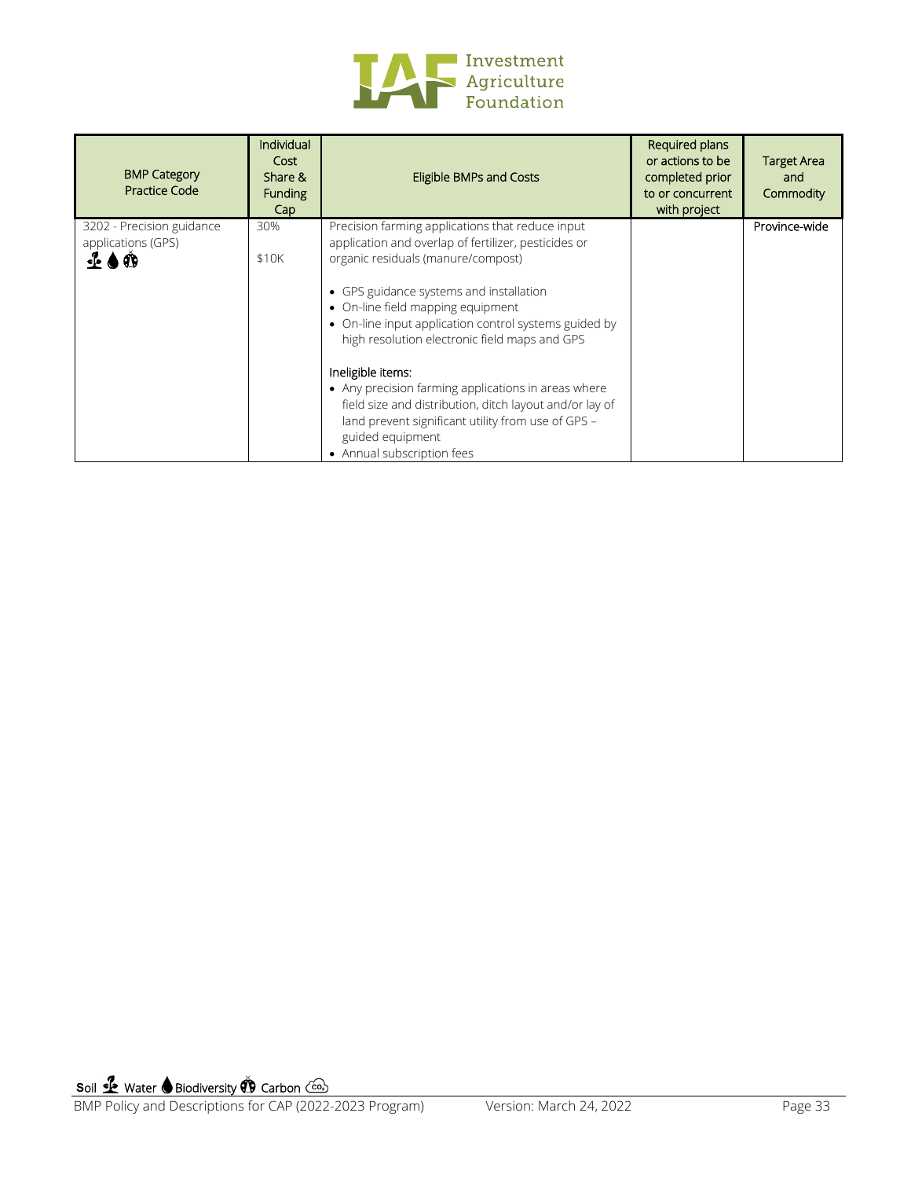| BMP Category Practice Code | Individual Cost Share & Funding Cap | Eligible BMPs and Costs | Required plans or actions to be completed prior to or concurrent with project | Target Area and Commodity |
|---|---|---|---|---|
| 3202 - Precision guidance applications (GPS) | 30%<br><br>$10K | Precision farming applications that reduce input application and overlap of fertilizer, pesticides or organic residuals (manure/compost)<br><br>• GPS guidance systems and installation<br>• On-line field mapping equipment<br>• On-line input application control systems guided by high resolution electronic field maps and GPS<br><br>Ineligible items:<br>• Any precision farming applications in areas where field size and distribution, ditch layout and/or lay of land prevent significant utility from use of GPS – guided equipment<br>• Annual subscription fees | | Province-wide |

Soil Water Biodiversity Carbon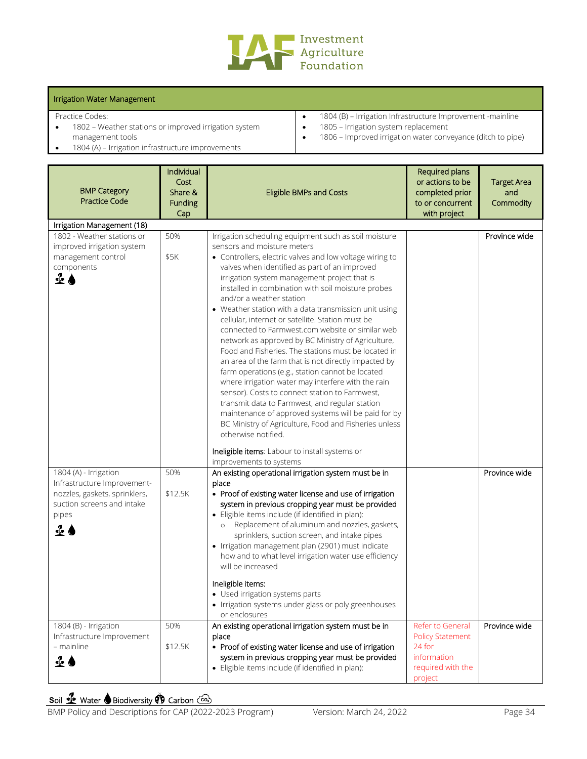## Irrigation Water Management

Practice Codes:

- 1802 – Weather stations or improved irrigation system management tools
- 1804 (A) – Irrigation infrastructure improvements
- 1804 (B) – Irrigation Infrastructure Improvement -mainline
- 1805 – Irrigation system replacement
- 1806 – Improved irrigation water conveyance (ditch to pipe)

| BMP Category Practice Code | Individual Cost Share & Funding Cap | Eligible BMPs and Costs | Required plans or actions to be completed prior to or concurrent with project | Target Area and Commodity |
|---|---|---|---|---|
| **Irrigation Management (18)** | | | | |
| 1802 - Weather stations or improved irrigation system management control components (Soil, Water) | 50%<br><br>$5K | Irrigation scheduling equipment such as soil moisture sensors and moisture meters<br>• Controllers, electric valves and low voltage wiring to valves when identified as part of an improved irrigation system management project that is installed in combination with soil moisture probes and/or a weather station<br>• Weather station with a data transmission unit using cellular, internet or satellite. Station must be connected to Farmwest.com website or similar web network as approved by BC Ministry of Agriculture, Food and Fisheries. The stations must be located in an area of the farm that is not directly impacted by farm operations (e.g., station cannot be located where irrigation water may interfere with the rain sensor). Costs to connect station to Farmwest, transmit data to Farmwest, and regular station maintenance of approved systems will be paid for by BC Ministry of Agriculture, Food and Fisheries unless otherwise notified.<br><br>**Ineligible items**: Labour to install systems or improvements to systems | | Province wide |
| 1804 (A) - Irrigation Infrastructure Improvement-nozzles, gaskets, sprinklers, suction screens and intake pipes (Soil, Water) | 50%<br><br>$12.5K | An existing operational irrigation system must be in place<br>• Proof of existing water license and use of irrigation system in previous cropping year must be provided<br>• Eligible items include (if identified in plan):<br>  ○ Replacement of aluminum and nozzles, gaskets, sprinklers, suction screen, and intake pipes<br>• Irrigation management plan (2901) must indicate how and to what level irrigation water use efficiency will be increased<br><br>Ineligible items:<br>• Used irrigation systems parts<br>• Irrigation systems under glass or poly greenhouses or enclosures | | Province wide |
| 1804 (B) - Irrigation Infrastructure Improvement – mainline (Soil, Water) | 50%<br><br>$12.5K | An existing operational irrigation system must be in place<br>• Proof of existing water license and use of irrigation system in previous cropping year must be provided<br>• Eligible items include (if identified in plan): | Refer to General Policy Statement 24 for information required with the project | Province wide |

Soil, Water, Biodiversity, Carbon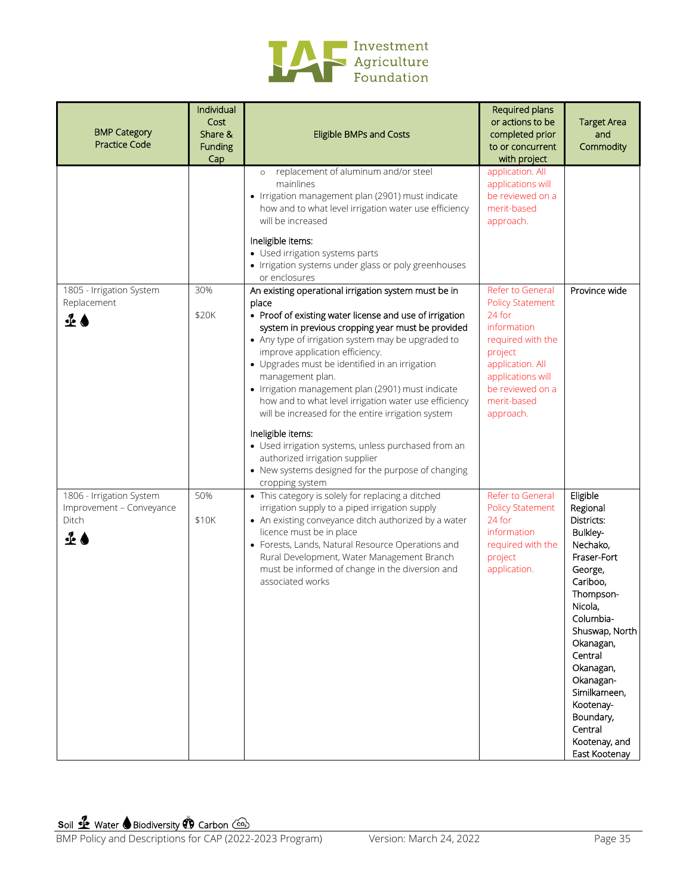| BMP Category Practice Code | Individual Cost Share & Funding Cap | Eligible BMPs and Costs | Required plans or actions to be completed prior to or concurrent with project | Target Area and Commodity |
|---|---|---|---|---|
| | | ◦ replacement of aluminum and/or steel mainlines<br>• Irrigation management plan (2901) must indicate how and to what level irrigation water use efficiency will be increased<br><br>Ineligible items:<br>• Used irrigation systems parts<br>• Irrigation systems under glass or poly greenhouses or enclosures | application. All applications will be reviewed on a merit-based approach. | |
| 1805 - Irrigation System Replacement | 30%<br><br>$20K | **An existing operational irrigation system must be in place**<br>• **Proof of existing water license and use of irrigation system in previous cropping year must be provided**<br>• Any type of irrigation system may be upgraded to improve application efficiency.<br>• Upgrades must be identified in an irrigation management plan.<br>• Irrigation management plan (2901) must indicate how and to what level irrigation water use efficiency will be increased for the entire irrigation system<br><br>Ineligible items:<br>• Used irrigation systems, unless purchased from an authorized irrigation supplier<br>• New systems designed for the purpose of changing cropping system | Refer to General Policy Statement 24 for information required with the project application. All applications will be reviewed on a merit-based approach. | Province wide |
| 1806 - Irrigation System Improvement – Conveyance Ditch | 50%<br><br>$10K | • This category is solely for replacing a ditched irrigation supply to a piped irrigation supply<br>• An existing conveyance ditch authorized by a water licence must be in place<br>• Forests, Lands, Natural Resource Operations and Rural Development, Water Management Branch must be informed of change in the diversion and associated works | Refer to General Policy Statement 24 for information required with the project application. | Eligible Regional Districts: Bulkley-Nechako, Fraser-Fort George, Cariboo, Thompson-Nicola, Columbia-Shuswap, North Okanagan, Central Okanagan, Okanagan-Similkameen, Kootenay-Boundary, Central Kootenay, and East Kootenay |

Soil Water Biodiversity Carbon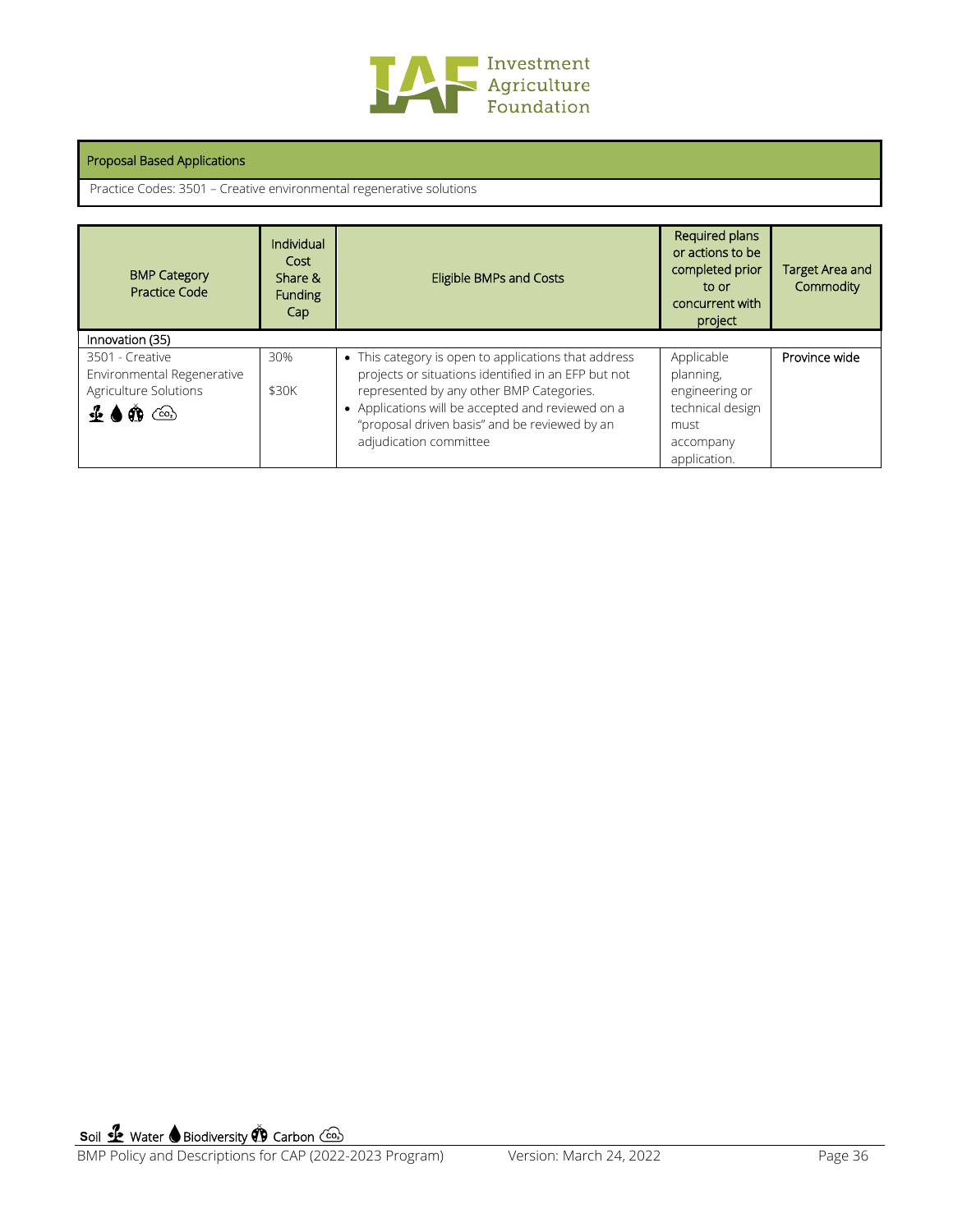| Proposal Based Applications |
|---|
| Practice Codes: 3501 – Creative environmental regenerative solutions |

| BMP Category Practice Code | Individual Cost Share & Funding Cap | Eligible BMPs and Costs | Required plans or actions to be completed prior to or concurrent with project | Target Area and Commodity |
|---|---|---|---|---|
| Innovation (35) | | | | |
| 3501 - Creative Environmental Regenerative Agriculture Solutions | 30%<br><br>$30K | • This category is open to applications that address projects or situations identified in an EFP but not represented by any other BMP Categories.<br>• Applications will be accepted and reviewed on a "proposal driven basis" and be reviewed by an adjudication committee | Applicable planning, engineering or technical design must accompany application. | Province wide |

Soil Water Biodiversity Carbon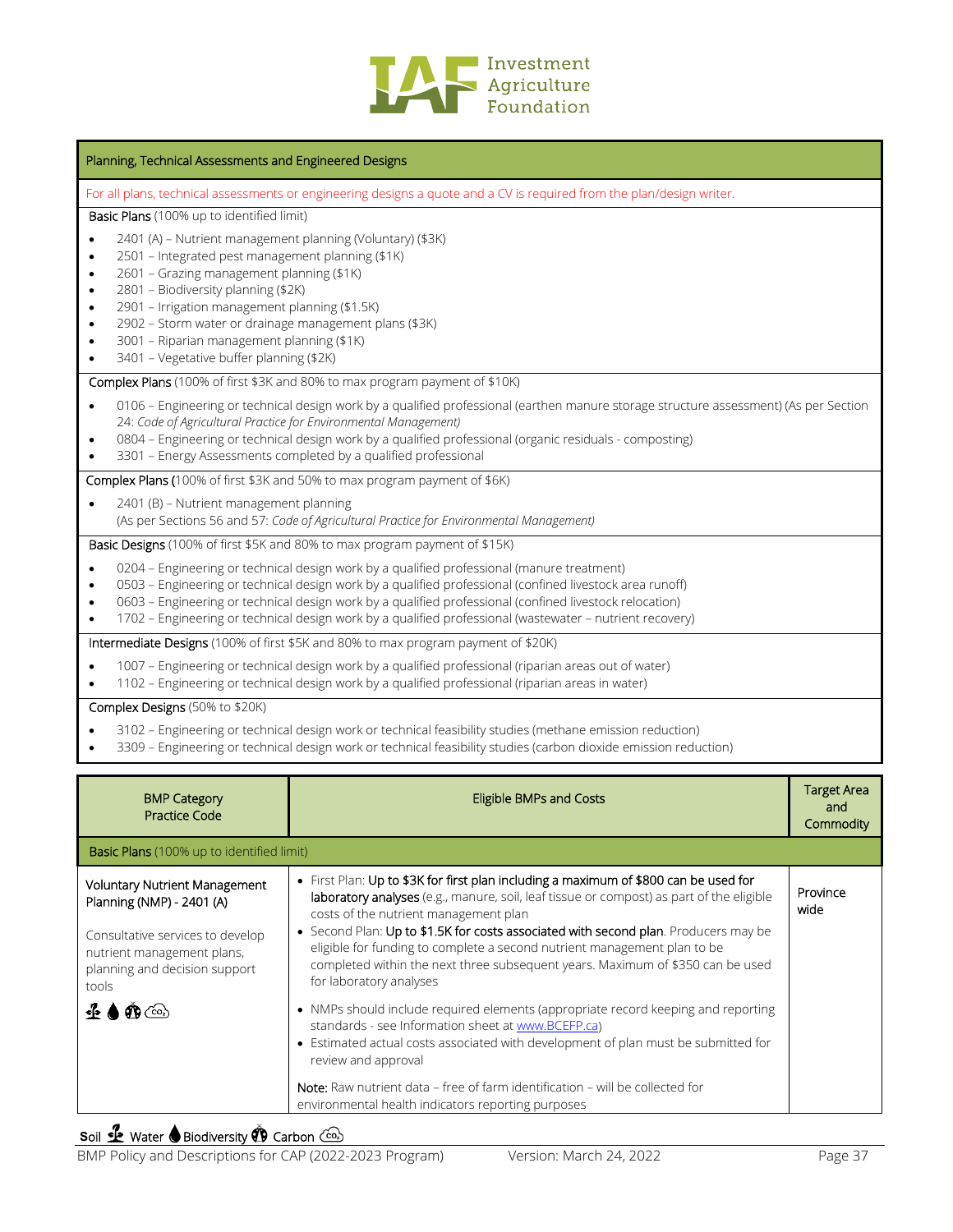## Planning, Technical Assessments and Engineered Designs

For all plans, technical assessments or engineering designs a quote and a CV is required from the plan/design writer.

**Basic Plans** (100% up to identified limit)

- 2401 (A) – Nutrient management planning (Voluntary) ($3K)
- 2501 – Integrated pest management planning ($1K)
- 2601 – Grazing management planning ($1K)
- 2801 – Biodiversity planning ($2K)
- 2901 – Irrigation management planning ($1.5K)
- 2902 – Storm water or drainage management plans ($3K)
- 3001 – Riparian management planning ($1K)
- 3401 – Vegetative buffer planning ($2K)

**Complex Plans** (100% of first $3K and 80% to max program payment of $10K)

- 0106 – Engineering or technical design work by a qualified professional (earthen manure storage structure assessment) (As per Section 24: *Code of Agricultural Practice for Environmental Management)*
- 0804 – Engineering or technical design work by a qualified professional (organic residuals - composting)
- 3301 – Energy Assessments completed by a qualified professional

**Complex Plans** (100% of first $3K and 50% to max program payment of $6K)

- 2401 (B) – Nutrient management planning
  (As per Sections 56 and 57: *Code of Agricultural Practice for Environmental Management)*

**Basic Designs** (100% of first $5K and 80% to max program payment of $15K)

- 0204 – Engineering or technical design work by a qualified professional (manure treatment)
- 0503 – Engineering or technical design work by a qualified professional (confined livestock area runoff)
- 0603 – Engineering or technical design work by a qualified professional (confined livestock relocation)
- 1702 – Engineering or technical design work by a qualified professional (wastewater – nutrient recovery)

**Intermediate Designs** (100% of first $5K and 80% to max program payment of $20K)

- 1007 – Engineering or technical design work by a qualified professional (riparian areas out of water)
- 1102 – Engineering or technical design work by a qualified professional (riparian areas in water)

**Complex Designs** (50% to $20K)

- 3102 – Engineering or technical design work or technical feasibility studies (methane emission reduction)
- 3309 – Engineering or technical design work or technical feasibility studies (carbon dioxide emission reduction)

| BMP Category Practice Code | Eligible BMPs and Costs | Target Area and Commodity |
|---|---|---|
| **Basic Plans** (100% up to identified limit) | | |
| Voluntary Nutrient Management Planning (NMP) - 2401 (A)<br><br>Consultative services to develop nutrient management plans, planning and decision support tools<br><br>Soil, Water, Biodiversity, Carbon | • First Plan: **Up to $3K for first plan including a maximum of $800 can be used for laboratory analyses** (e.g., manure, soil, leaf tissue or compost) as part of the eligible costs of the nutrient management plan<br>• Second Plan: **Up to $1.5K for costs associated with second plan**. Producers may be eligible for funding to complete a second nutrient management plan to be completed within the next three subsequent years. Maximum of $350 can be used for laboratory analyses<br>• NMPs should include required elements (appropriate record keeping and reporting standards - see Information sheet at www.BCEFP.ca)<br>• Estimated actual costs associated with development of plan must be submitted for review and approval<br><br>**Note:** Raw nutrient data – free of farm identification – will be collected for environmental health indicators reporting purposes | Province wide |

Soil Water Biodiversity Carbon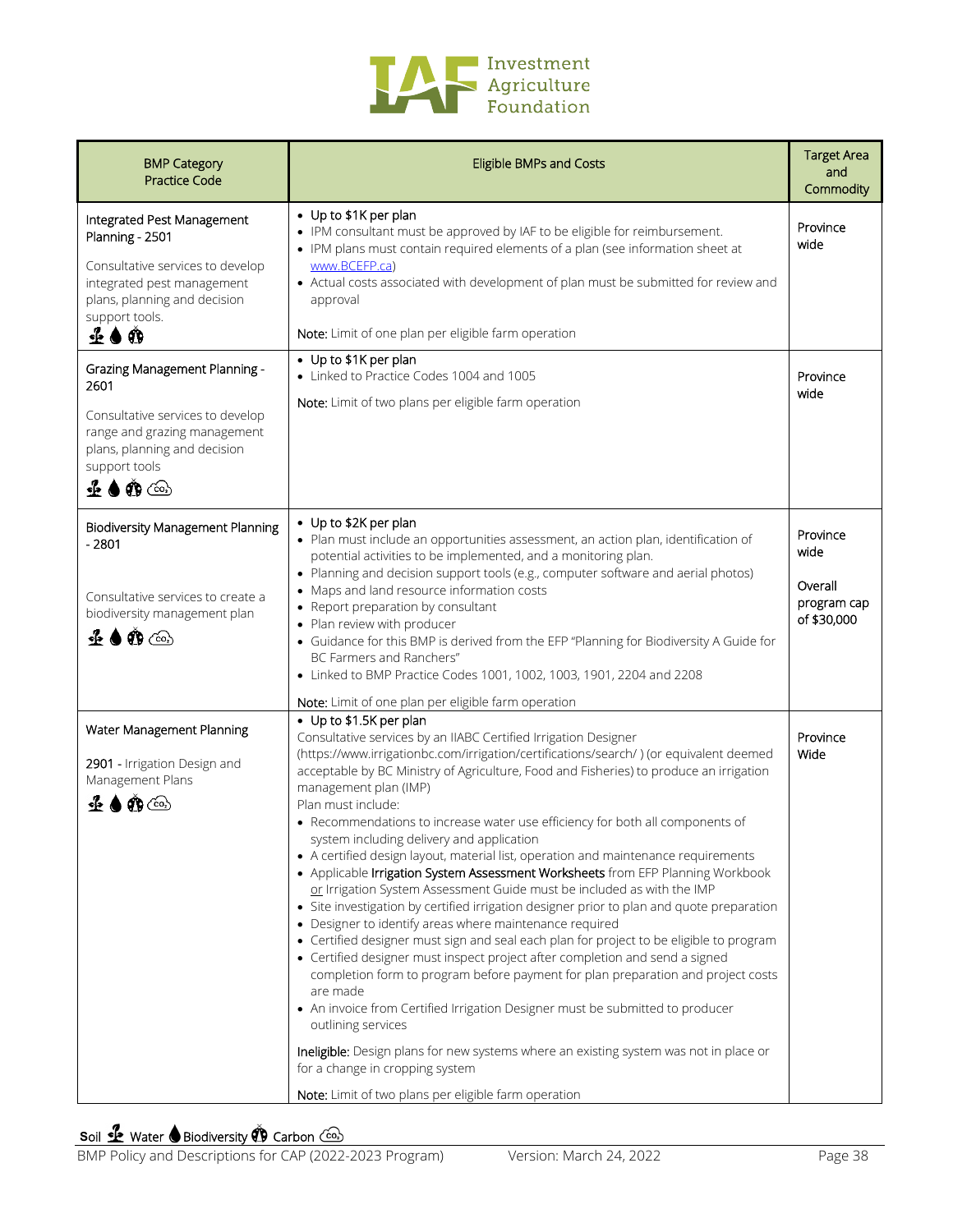| BMP Category Practice Code | Eligible BMPs and Costs | Target Area and Commodity |
|---|---|---|
| **Integrated Pest Management Planning - 2501**<br><br>Consultative services to develop integrated pest management plans, planning and decision support tools.<br>Soil Water Biodiversity | • Up to $1K per plan<br>• IPM consultant must be approved by IAF to be eligible for reimbursement.<br>• IPM plans must contain required elements of a plan (see information sheet at [www.BCEFP.ca](www.BCEFP.ca))<br>• Actual costs associated with development of plan must be submitted for review and approval<br><br>Note: Limit of one plan per eligible farm operation | Province wide |
| **Grazing Management Planning - 2601**<br><br>Consultative services to develop range and grazing management plans, planning and decision support tools<br>Soil Water Biodiversity Carbon | • Up to $1K per plan<br>• Linked to Practice Codes 1004 and 1005<br><br>Note: Limit of two plans per eligible farm operation | Province wide |
| **Biodiversity Management Planning - 2801**<br><br>Consultative services to create a biodiversity management plan<br>Soil Water Biodiversity Carbon | • Up to $2K per plan<br>• Plan must include an opportunities assessment, an action plan, identification of potential activities to be implemented, and a monitoring plan.<br>• Planning and decision support tools (e.g., computer software and aerial photos)<br>• Maps and land resource information costs<br>• Report preparation by consultant<br>• Plan review with producer<br>• Guidance for this BMP is derived from the EFP "Planning for Biodiversity A Guide for BC Farmers and Ranchers"<br>• Linked to BMP Practice Codes 1001, 1002, 1003, 1901, 2204 and 2208<br><br>Note: Limit of one plan per eligible farm operation | Province wide<br><br>Overall program cap of $30,000 |
| **Water Management Planning**<br><br>**2901 -** Irrigation Design and Management Plans<br>Soil Water Biodiversity Carbon | • Up to $1.5K per plan<br>Consultative services by an IIABC Certified Irrigation Designer (https://www.irrigationbc.com/irrigation/certifications/search/ ) (or equivalent deemed acceptable by BC Ministry of Agriculture, Food and Fisheries) to produce an irrigation management plan (IMP)<br>Plan must include:<br>• Recommendations to increase water use efficiency for both all components of system including delivery and application<br>• A certified design layout, material list, operation and maintenance requirements<br>• Applicable **Irrigation System Assessment Worksheets** from EFP Planning Workbook or Irrigation System Assessment Guide must be included as with the IMP<br>• Site investigation by certified irrigation designer prior to plan and quote preparation<br>• Designer to identify areas where maintenance required<br>• Certified designer must sign and seal each plan for project to be eligible to program<br>• Certified designer must inspect project after completion and send a signed completion form to program before payment for plan preparation and project costs are made<br>• An invoice from Certified Irrigation Designer must be submitted to producer outlining services<br><br>Ineligible: Design plans for new systems where an existing system was not in place or for a change in cropping system<br><br>Note: Limit of two plans per eligible farm operation | Province Wide |

Soil Water Biodiversity Carbon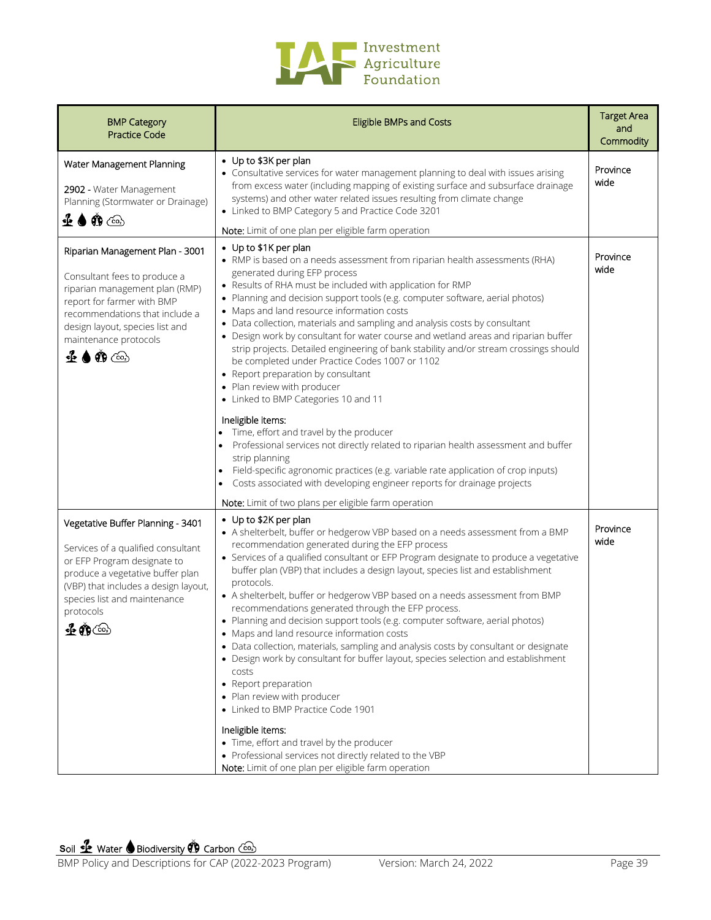| BMP Category<br>Practice Code | Eligible BMPs and Costs | Target Area and Commodity |
|---|---|---|
| Water Management Planning<br><br>**2902 -** Water Management Planning (Stormwater or Drainage)<br><br>Soil, Water, Biodiversity, Carbon | • Up to $3K per plan<br>• Consultative services for water management planning to deal with issues arising from excess water (including mapping of existing surface and subsurface drainage systems) and other water related issues resulting from climate change<br>• Linked to BMP Category 5 and Practice Code 3201<br><br>**Note:** Limit of one plan per eligible farm operation | Province wide |
| Riparian Management Plan - 3001<br><br>Consultant fees to produce a riparian management plan (RMP) report for farmer with BMP recommendations that include a design layout, species list and maintenance protocols<br><br>Soil, Water, Biodiversity, Carbon | • Up to $1K per plan<br>• RMP is based on a needs assessment from riparian health assessments (RHA) generated during EFP process<br>• Results of RHA must be included with application for RMP<br>• Planning and decision support tools (e.g. computer software, aerial photos)<br>• Maps and land resource information costs<br>• Data collection, materials and sampling and analysis costs by consultant<br>• Design work by consultant for water course and wetland areas and riparian buffer strip projects. Detailed engineering of bank stability and/or stream crossings should be completed under Practice Codes 1007 or 1102<br>• Report preparation by consultant<br>• Plan review with producer<br>• Linked to BMP Categories 10 and 11<br><br>**Ineligible items:**<br>• Time, effort and travel by the producer<br>• Professional services not directly related to riparian health assessment and buffer strip planning<br>• Field-specific agronomic practices (e.g. variable rate application of crop inputs)<br>• Costs associated with developing engineer reports for drainage projects<br><br>**Note:** Limit of two plans per eligible farm operation | Province wide |
| Vegetative Buffer Planning - 3401<br><br>Services of a qualified consultant or EFP Program designate to produce a vegetative buffer plan (VBP) that includes a design layout, species list and maintenance protocols<br><br>Soil, Biodiversity, Carbon | • Up to $2K per plan<br>• A shelterbelt, buffer or hedgerow VBP based on a needs assessment from a BMP recommendation generated during the EFP process<br>• Services of a qualified consultant or EFP Program designate to produce a vegetative buffer plan (VBP) that includes a design layout, species list and establishment protocols.<br>• A shelterbelt, buffer or hedgerow VBP based on a needs assessment from BMP recommendations generated through the EFP process.<br>• Planning and decision support tools (e.g. computer software, aerial photos)<br>• Maps and land resource information costs<br>• Data collection, materials, sampling and analysis costs by consultant or designate<br>• Design work by consultant for buffer layout, species selection and establishment costs<br>• Report preparation<br>• Plan review with producer<br>• Linked to BMP Practice Code 1901<br><br>**Ineligible items:**<br>• Time, effort and travel by the producer<br>• Professional services not directly related to the VBP<br>**Note:** Limit of one plan per eligible farm operation | Province wide |

Soil | Water | Biodiversity | Carbon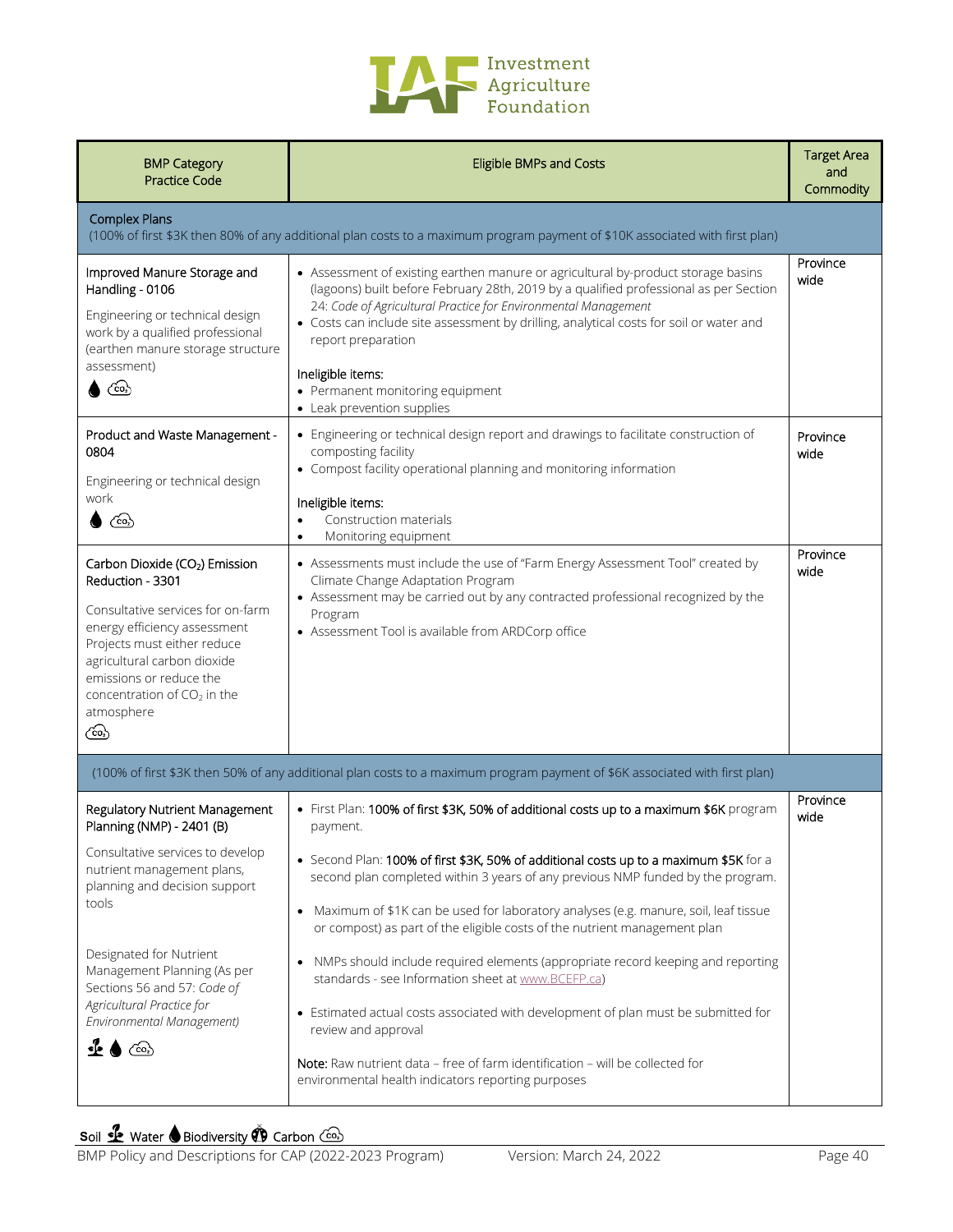| BMP Category<br>Practice Code | Eligible BMPs and Costs | Target Area and Commodity |
|---|---|---|
| **Complex Plans**<br>(100% of first $3K then 80% of any additional plan costs to a maximum program payment of $10K associated with first plan) | | |
| Improved Manure Storage and Handling - 0106<br><br>Engineering or technical design work by a qualified professional (earthen manure storage structure assessment) | • Assessment of existing earthen manure or agricultural by-product storage basins (lagoons) built before February 28th, 2019 by a qualified professional as per Section 24: *Code of Agricultural Practice for Environmental Management*<br>• Costs can include site assessment by drilling, analytical costs for soil or water and report preparation<br><br>Ineligible items:<br>• Permanent monitoring equipment<br>• Leak prevention supplies | Province wide |
| Product and Waste Management - 0804<br><br>Engineering or technical design work | • Engineering or technical design report and drawings to facilitate construction of composting facility<br>• Compost facility operational planning and monitoring information<br><br>Ineligible items:<br>• Construction materials<br>• Monitoring equipment | Province wide |
| Carbon Dioxide ($CO_2$) Emission Reduction - 3301<br><br>Consultative services for on-farm energy efficiency assessment Projects must either reduce agricultural carbon dioxide emissions or reduce the concentration of $CO_2$ in the atmosphere | • Assessments must include the use of "Farm Energy Assessment Tool" created by Climate Change Adaptation Program<br>• Assessment may be carried out by any contracted professional recognized by the Program<br>• Assessment Tool is available from ARDCorp office | Province wide |
| (100% of first $3K then 50% of any additional plan costs to a maximum program payment of $6K associated with first plan) | | |
| Regulatory Nutrient Management Planning (NMP) - 2401 (B)<br><br>Consultative services to develop nutrient management plans, planning and decision support tools<br><br>Designated for Nutrient Management Planning (As per Sections 56 and 57: *Code of Agricultural Practice for Environmental Management)* | • First Plan: **100% of first $3K, 50% of additional costs up to a maximum $6K** program payment.<br>• Second Plan: **100% of first $3K, 50% of additional costs up to a maximum $5K** for a second plan completed within 3 years of any previous NMP funded by the program.<br>• Maximum of $1K can be used for laboratory analyses (e.g. manure, soil, leaf tissue or compost) as part of the eligible costs of the nutrient management plan<br>• NMPs should include required elements (appropriate record keeping and reporting standards - see Information sheet at www.BCEFP.ca)<br>• Estimated actual costs associated with development of plan must be submitted for review and approval<br><br>**Note:** Raw nutrient data – free of farm identification – will be collected for environmental health indicators reporting purposes | Province wide |

Soil Water Biodiversity Carbon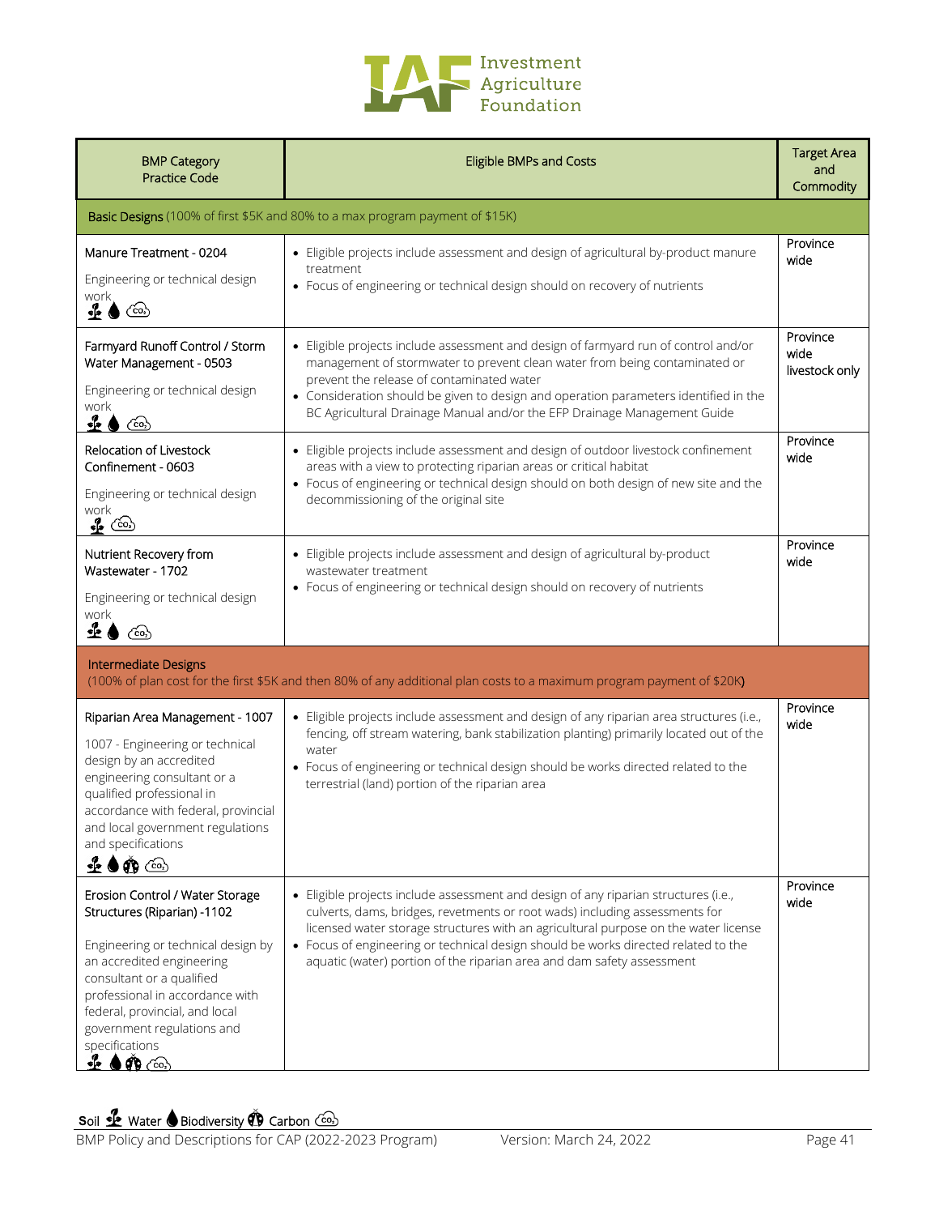| BMP Category Practice Code | Eligible BMPs and Costs | Target Area and Commodity |
|---|---|---|
| **Basic Designs** (100% of first $5K and 80% to a max program payment of $15K) | | |
| Manure Treatment - 0204<br><br>Engineering or technical design work<br>Soil Water Carbon | • Eligible projects include assessment and design of agricultural by-product manure treatment<br>• Focus of engineering or technical design should on recovery of nutrients | Province wide |
| Farmyard Runoff Control / Storm Water Management - 0503<br><br>Engineering or technical design work<br>Soil Water Carbon | • Eligible projects include assessment and design of farmyard run of control and/or management of stormwater to prevent clean water from being contaminated or prevent the release of contaminated water<br>• Consideration should be given to design and operation parameters identified in the BC Agricultural Drainage Manual and/or the EFP Drainage Management Guide | Province wide livestock only |
| Relocation of Livestock Confinement - 0603<br><br>Engineering or technical design work<br>Soil Carbon | • Eligible projects include assessment and design of outdoor livestock confinement areas with a view to protecting riparian areas or critical habitat<br>• Focus of engineering or technical design should on both design of new site and the decommissioning of the original site | Province wide |
| Nutrient Recovery from Wastewater - 1702<br><br>Engineering or technical design work<br>Soil Water Carbon | • Eligible projects include assessment and design of agricultural by-product wastewater treatment<br>• Focus of engineering or technical design should on recovery of nutrients | Province wide |
| **Intermediate Designs**<br>(100% of plan cost for the first $5K and then 80% of any additional plan costs to a maximum program payment of $20K) | | |
| Riparian Area Management - 1007<br><br>1007 - Engineering or technical design by an accredited engineering consultant or a qualified professional in accordance with federal, provincial and local government regulations and specifications<br>Soil Water Biodiversity Carbon | • Eligible projects include assessment and design of any riparian area structures (i.e., fencing, off stream watering, bank stabilization planting) primarily located out of the water<br>• Focus of engineering or technical design should be works directed related to the terrestrial (land) portion of the riparian area | Province wide |
| Erosion Control / Water Storage Structures (Riparian) -1102<br><br>Engineering or technical design by an accredited engineering consultant or a qualified professional in accordance with federal, provincial, and local government regulations and specifications<br>Soil Water Biodiversity Carbon | • Eligible projects include assessment and design of any riparian structures (i.e., culverts, dams, bridges, revetments or root wads) including assessments for licensed water storage structures with an agricultural purpose on the water license<br>• Focus of engineering or technical design should be works directed related to the aquatic (water) portion of the riparian area and dam safety assessment | Province wide |

Soil Water Biodiversity Carbon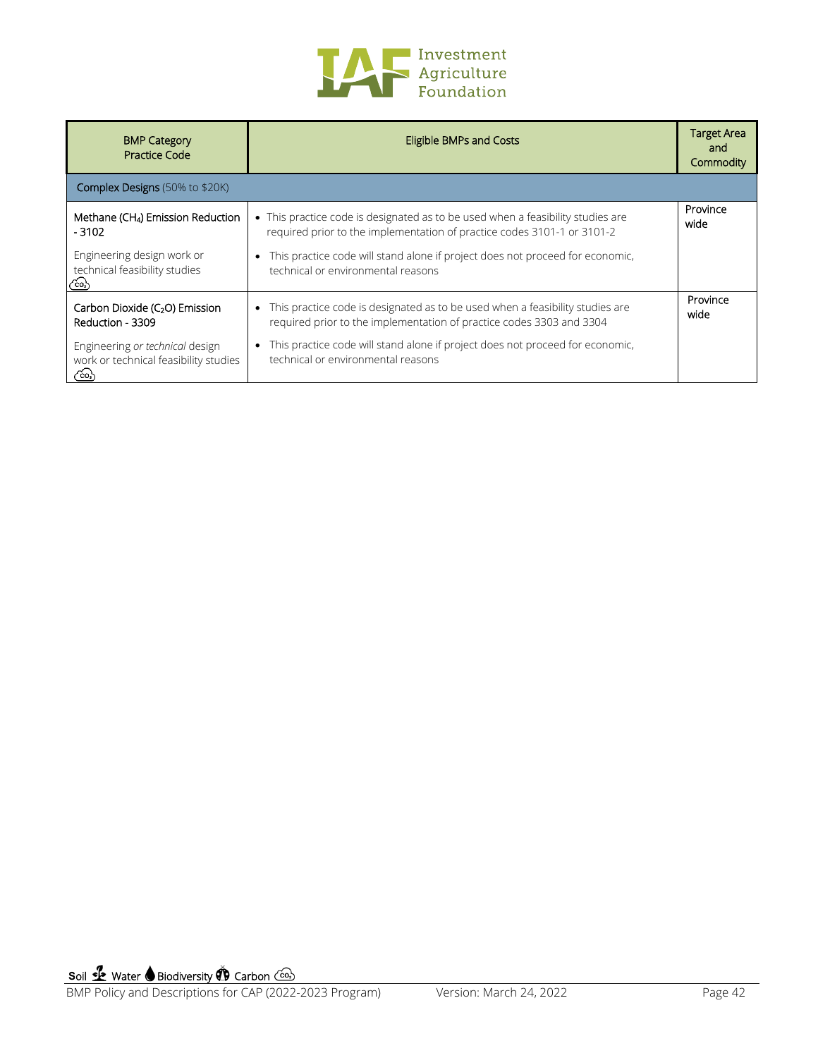| BMP Category Practice Code | Eligible BMPs and Costs | Target Area and Commodity |
|---|---|---|
| **Complex Designs** (50% to $20K) | | |
| Methane ($CH_4$) Emission Reduction - 3102<br><br>Engineering design work or technical feasibility studies | • This practice code is designated as to be used when a feasibility studies are required prior to the implementation of practice codes 3101-1 or 3101-2<br>• This practice code will stand alone if project does not proceed for economic, technical or environmental reasons | Province wide |
| Carbon Dioxide ($C_2O$) Emission Reduction - 3309<br><br>Engineering *or technical* design work or technical feasibility studies | • This practice code is designated as to be used when a feasibility studies are required prior to the implementation of practice codes 3303 and 3304<br>• This practice code will stand alone if project does not proceed for economic, technical or environmental reasons | Province wide |